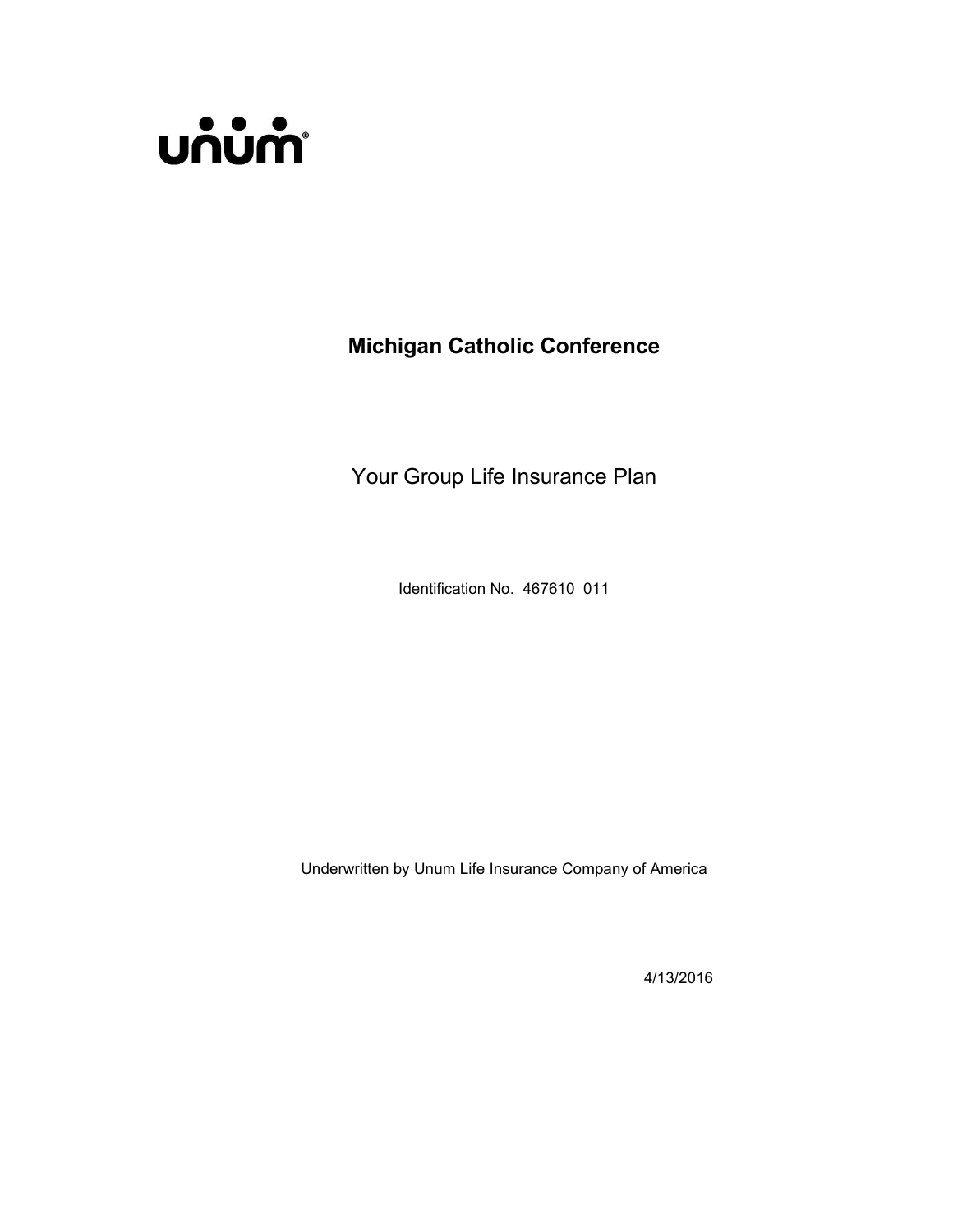unum

# Michigan Catholic Conference

## Your Group Life Insurance Plan

Identification No.  467610  011

Underwritten by Unum Life Insurance Company of America

4/13/2016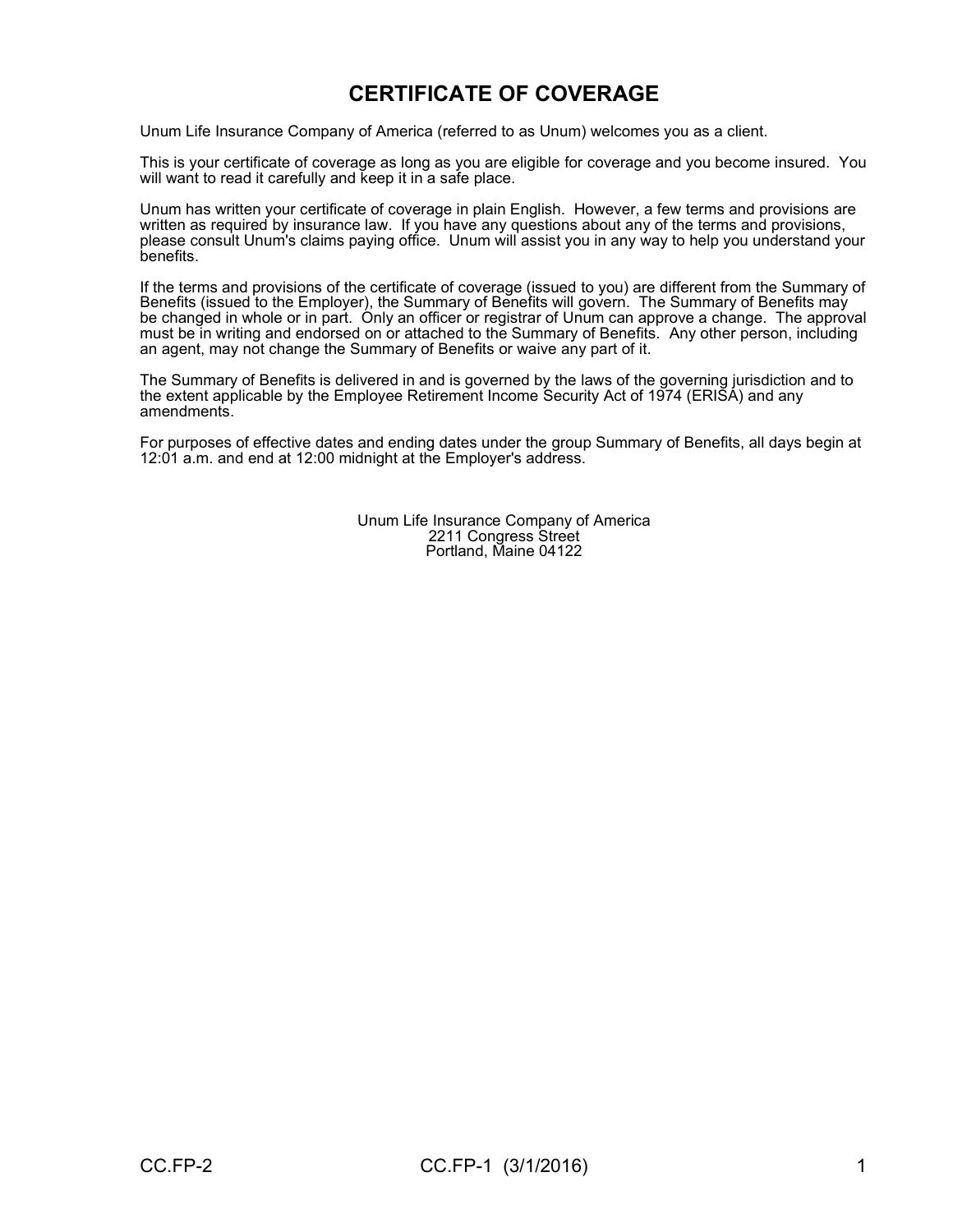# CERTIFICATE OF COVERAGE

Unum Life Insurance Company of America (referred to as Unum) welcomes you as a client.

This is your certificate of coverage as long as you are eligible for coverage and you become insured. You will want to read it carefully and keep it in a safe place.

Unum has written your certificate of coverage in plain English. However, a few terms and provisions are written as required by insurance law. If you have any questions about any of the terms and provisions, please consult Unum's claims paying office. Unum will assist you in any way to help you understand your benefits.

If the terms and provisions of the certificate of coverage (issued to you) are different from the Summary of Benefits (issued to the Employer), the Summary of Benefits will govern. The Summary of Benefits may be changed in whole or in part. Only an officer or registrar of Unum can approve a change. The approval must be in writing and endorsed on or attached to the Summary of Benefits. Any other person, including an agent, may not change the Summary of Benefits or waive any part of it.

The Summary of Benefits is delivered in and is governed by the laws of the governing jurisdiction and to the extent applicable by the Employee Retirement Income Security Act of 1974 (ERISA) and any amendments.

For purposes of effective dates and ending dates under the group Summary of Benefits, all days begin at 12:01 a.m. and end at 12:00 midnight at the Employer's address.

Unum Life Insurance Company of America
2211 Congress Street
Portland, Maine 04122

CC.FP-2 CC.FP-1 (3/1/2016)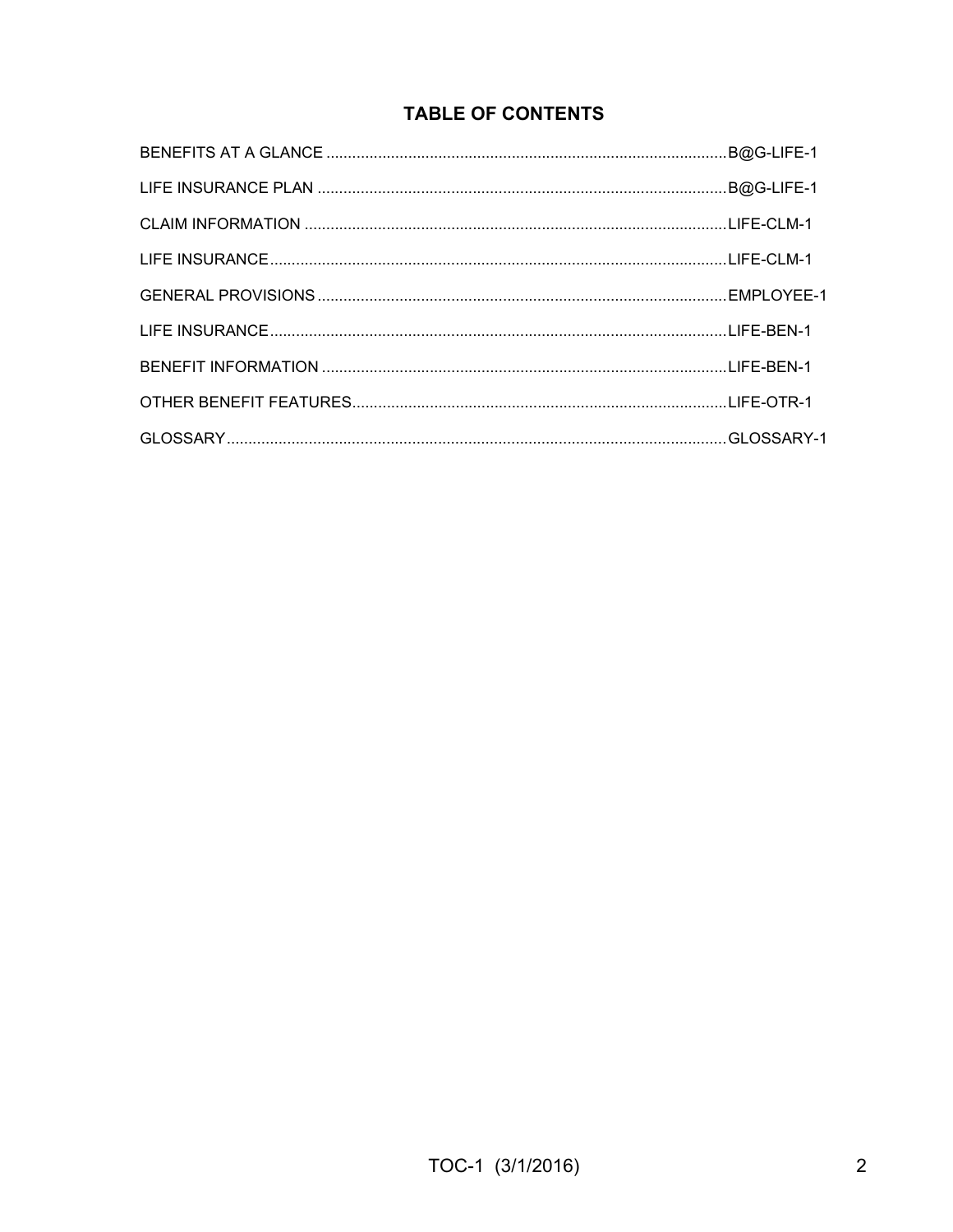# TABLE OF CONTENTS

| | |
|---|---|
| BENEFITS AT A GLANCE | B@G-LIFE-1 |
| LIFE INSURANCE PLAN | B@G-LIFE-1 |
| CLAIM INFORMATION | LIFE-CLM-1 |
| LIFE INSURANCE | LIFE-CLM-1 |
| GENERAL PROVISIONS | EMPLOYEE-1 |
| LIFE INSURANCE | LIFE-BEN-1 |
| BENEFIT INFORMATION | LIFE-BEN-1 |
| OTHER BENEFIT FEATURES | LIFE-OTR-1 |
| GLOSSARY | GLOSSARY-1 |

TOC-1 (3/1/2016)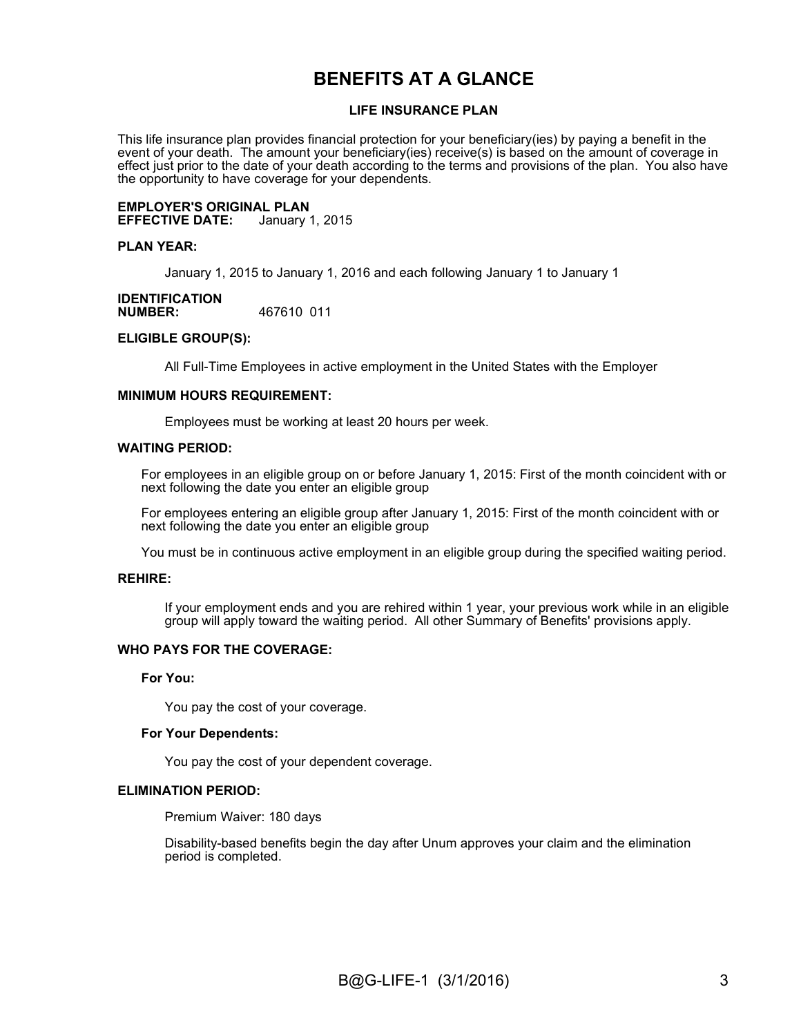# BENEFITS AT A GLANCE

## LIFE INSURANCE PLAN

This life insurance plan provides financial protection for your beneficiary(ies) by paying a benefit in the event of your death. The amount your beneficiary(ies) receive(s) is based on the amount of coverage in effect just prior to the date of your death according to the terms and provisions of the plan. You also have the opportunity to have coverage for your dependents.

**EMPLOYER'S ORIGINAL PLAN EFFECTIVE DATE:** January 1, 2015

**PLAN YEAR:**

January 1, 2015 to January 1, 2016 and each following January 1 to January 1

**IDENTIFICATION NUMBER:** 467610 011

**ELIGIBLE GROUP(S):**

All Full-Time Employees in active employment in the United States with the Employer

**MINIMUM HOURS REQUIREMENT:**

Employees must be working at least 20 hours per week.

**WAITING PERIOD:**

For employees in an eligible group on or before January 1, 2015: First of the month coincident with or next following the date you enter an eligible group

For employees entering an eligible group after January 1, 2015: First of the month coincident with or next following the date you enter an eligible group

You must be in continuous active employment in an eligible group during the specified waiting period.

**REHIRE:**

If your employment ends and you are rehired within 1 year, your previous work while in an eligible group will apply toward the waiting period. All other Summary of Benefits' provisions apply.

**WHO PAYS FOR THE COVERAGE:**

**For You:**

You pay the cost of your coverage.

**For Your Dependents:**

You pay the cost of your dependent coverage.

**ELIMINATION PERIOD:**

Premium Waiver: 180 days

Disability-based benefits begin the day after Unum approves your claim and the elimination period is completed.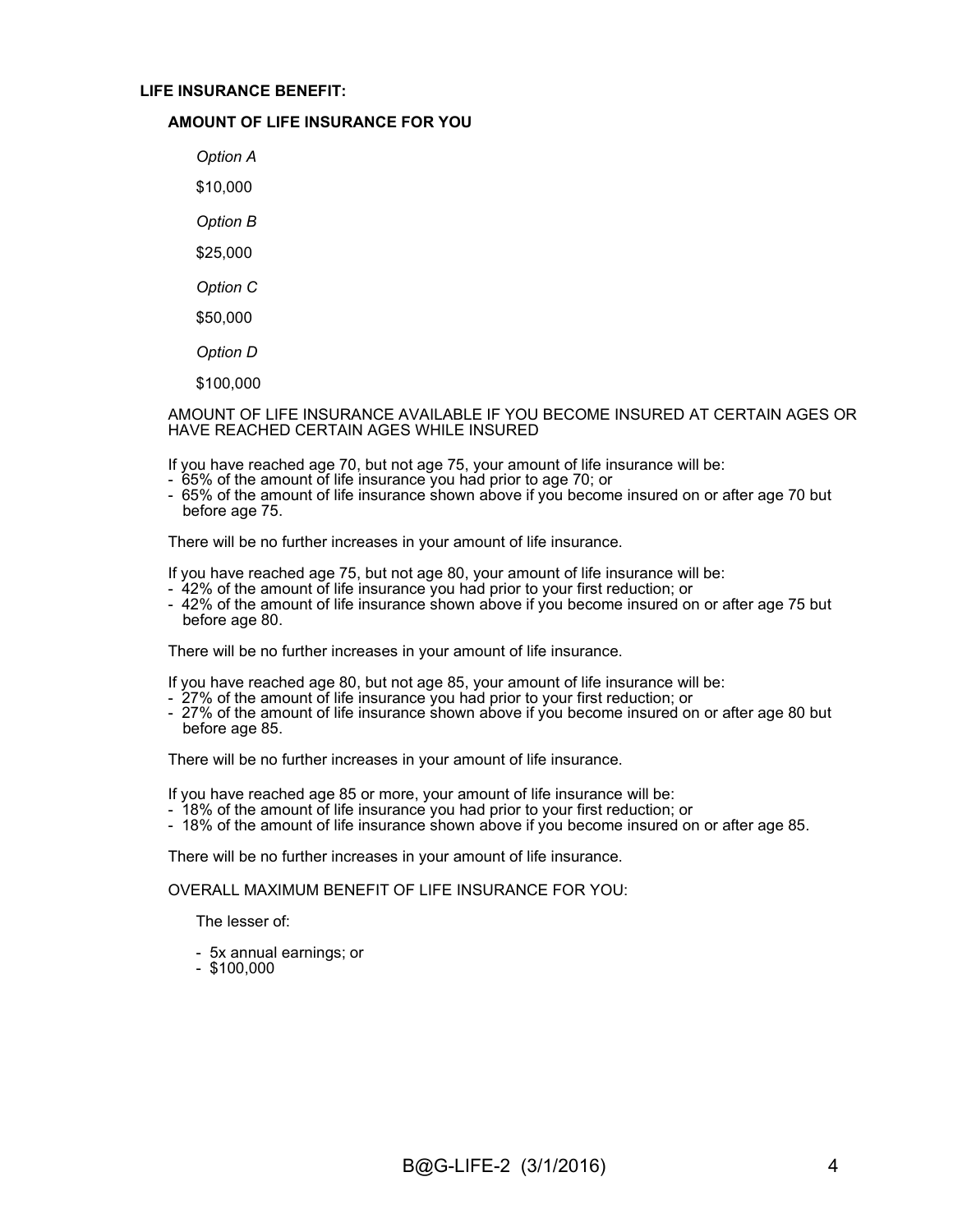**LIFE INSURANCE BENEFIT:**

**AMOUNT OF LIFE INSURANCE FOR YOU**

*Option A*

$10,000

*Option B*

$25,000

*Option C*

$50,000

*Option D*

$100,000

AMOUNT OF LIFE INSURANCE AVAILABLE IF YOU BECOME INSURED AT CERTAIN AGES OR HAVE REACHED CERTAIN AGES WHILE INSURED

If you have reached age 70, but not age 75, your amount of life insurance will be:

- 65% of the amount of life insurance you had prior to age 70; or
- 65% of the amount of life insurance shown above if you become insured on or after age 70 but before age 75.

There will be no further increases in your amount of life insurance.

If you have reached age 75, but not age 80, your amount of life insurance will be:

- 42% of the amount of life insurance you had prior to your first reduction; or
- 42% of the amount of life insurance shown above if you become insured on or after age 75 but before age 80.

There will be no further increases in your amount of life insurance.

If you have reached age 80, but not age 85, your amount of life insurance will be:

- 27% of the amount of life insurance you had prior to your first reduction; or
- 27% of the amount of life insurance shown above if you become insured on or after age 80 but before age 85.

There will be no further increases in your amount of life insurance.

If you have reached age 85 or more, your amount of life insurance will be:

- 18% of the amount of life insurance you had prior to your first reduction; or
- 18% of the amount of life insurance shown above if you become insured on or after age 85.

There will be no further increases in your amount of life insurance.

OVERALL MAXIMUM BENEFIT OF LIFE INSURANCE FOR YOU:

The lesser of:

- 5x annual earnings; or
- $100,000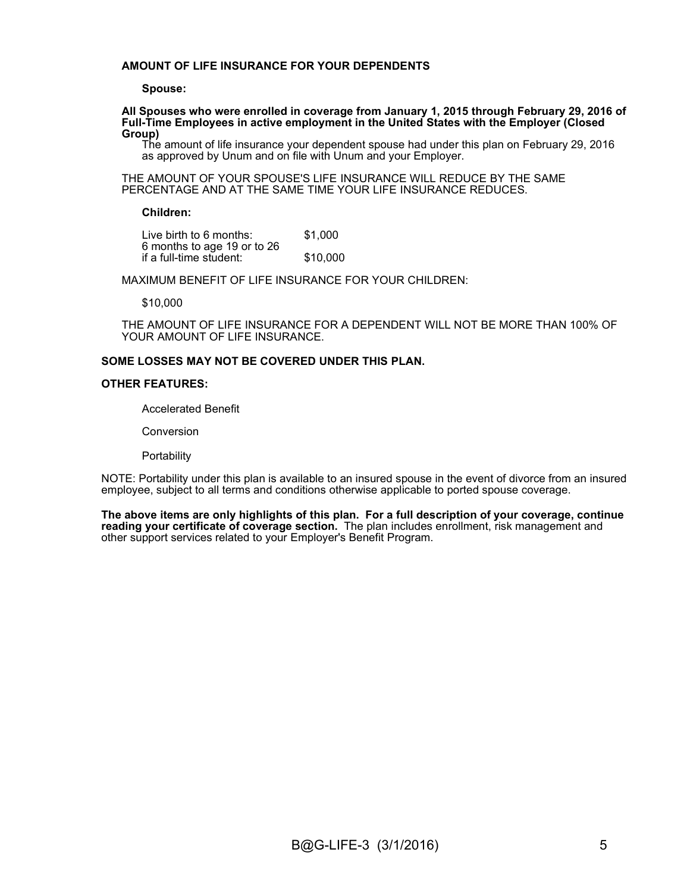**AMOUNT OF LIFE INSURANCE FOR YOUR DEPENDENTS**

**Spouse:**

**All Spouses who were enrolled in coverage from January 1, 2015 through February 29, 2016 of Full-Time Employees in active employment in the United States with the Employer (Closed Group)**

The amount of life insurance your dependent spouse had under this plan on February 29, 2016 as approved by Unum and on file with Unum and your Employer.

THE AMOUNT OF YOUR SPOUSE'S LIFE INSURANCE WILL REDUCE BY THE SAME PERCENTAGE AND AT THE SAME TIME YOUR LIFE INSURANCE REDUCES.

**Children:**

| | |
|---|---|
| Live birth to 6 months: | $1,000 |
| 6 months to age 19 or to 26 if a full-time student: | $10,000 |

MAXIMUM BENEFIT OF LIFE INSURANCE FOR YOUR CHILDREN:

$10,000

THE AMOUNT OF LIFE INSURANCE FOR A DEPENDENT WILL NOT BE MORE THAN 100% OF YOUR AMOUNT OF LIFE INSURANCE.

**SOME LOSSES MAY NOT BE COVERED UNDER THIS PLAN.**

**OTHER FEATURES:**

Accelerated Benefit

Conversion

Portability

NOTE: Portability under this plan is available to an insured spouse in the event of divorce from an insured employee, subject to all terms and conditions otherwise applicable to ported spouse coverage.

**The above items are only highlights of this plan. For a full description of your coverage, continue reading your certificate of coverage section.** The plan includes enrollment, risk management and other support services related to your Employer's Benefit Program.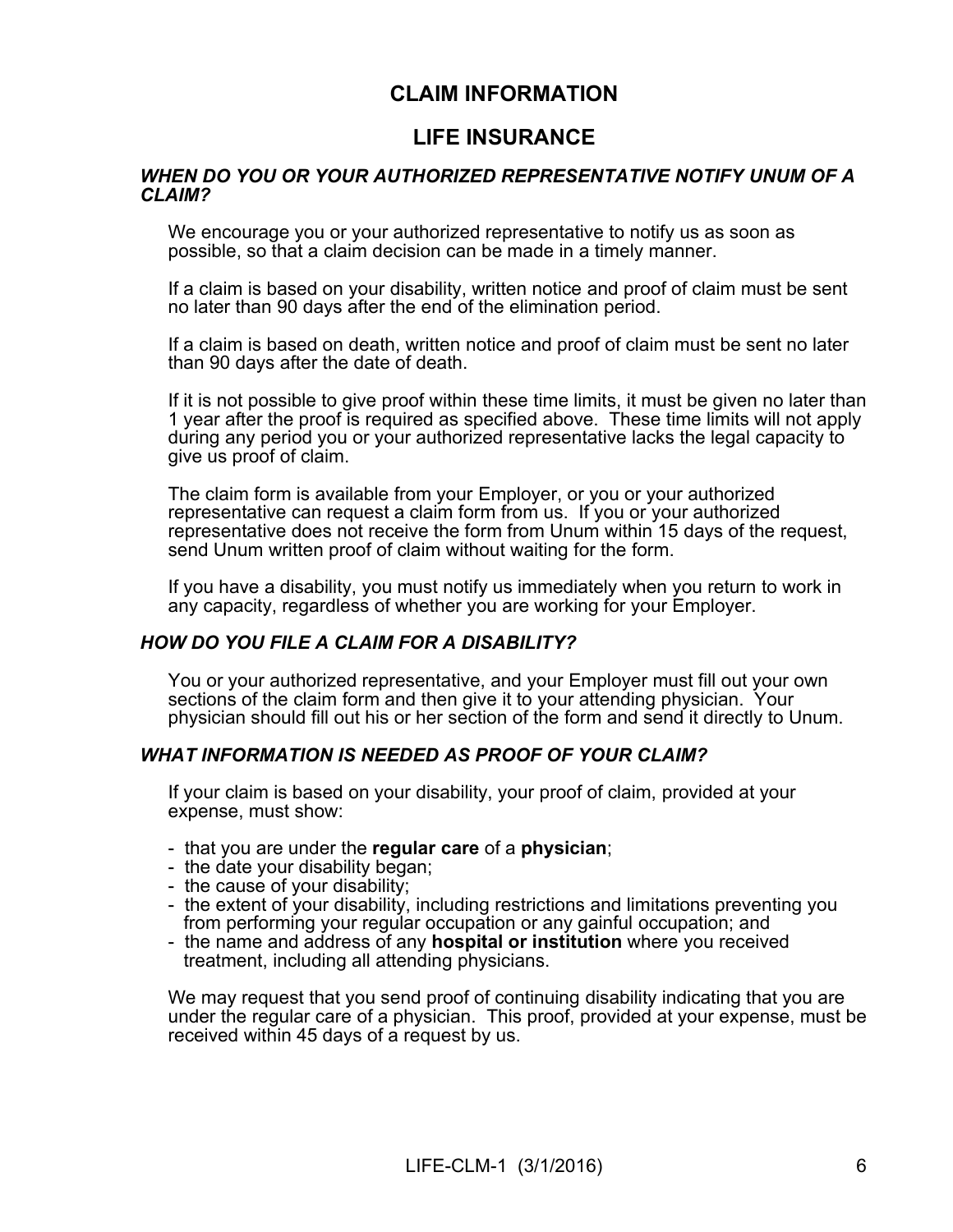# CLAIM INFORMATION

# LIFE INSURANCE

### *WHEN DO YOU OR YOUR AUTHORIZED REPRESENTATIVE NOTIFY UNUM OF A CLAIM?*

We encourage you or your authorized representative to notify us as soon as possible, so that a claim decision can be made in a timely manner.

If a claim is based on your disability, written notice and proof of claim must be sent no later than 90 days after the end of the elimination period.

If a claim is based on death, written notice and proof of claim must be sent no later than 90 days after the date of death.

If it is not possible to give proof within these time limits, it must be given no later than 1 year after the proof is required as specified above. These time limits will not apply during any period you or your authorized representative lacks the legal capacity to give us proof of claim.

The claim form is available from your Employer, or you or your authorized representative can request a claim form from us. If you or your authorized representative does not receive the form from Unum within 15 days of the request, send Unum written proof of claim without waiting for the form.

If you have a disability, you must notify us immediately when you return to work in any capacity, regardless of whether you are working for your Employer.

### *HOW DO YOU FILE A CLAIM FOR A DISABILITY?*

You or your authorized representative, and your Employer must fill out your own sections of the claim form and then give it to your attending physician. Your physician should fill out his or her section of the form and send it directly to Unum.

### *WHAT INFORMATION IS NEEDED AS PROOF OF YOUR CLAIM?*

If your claim is based on your disability, your proof of claim, provided at your expense, must show:

- that you are under the **regular care** of a **physician**;
- the date your disability began;
- the cause of your disability;
- the extent of your disability, including restrictions and limitations preventing you from performing your regular occupation or any gainful occupation; and
- the name and address of any **hospital or institution** where you received treatment, including all attending physicians.

We may request that you send proof of continuing disability indicating that you are under the regular care of a physician. This proof, provided at your expense, must be received within 45 days of a request by us.

LIFE-CLM-1 (3/1/2016)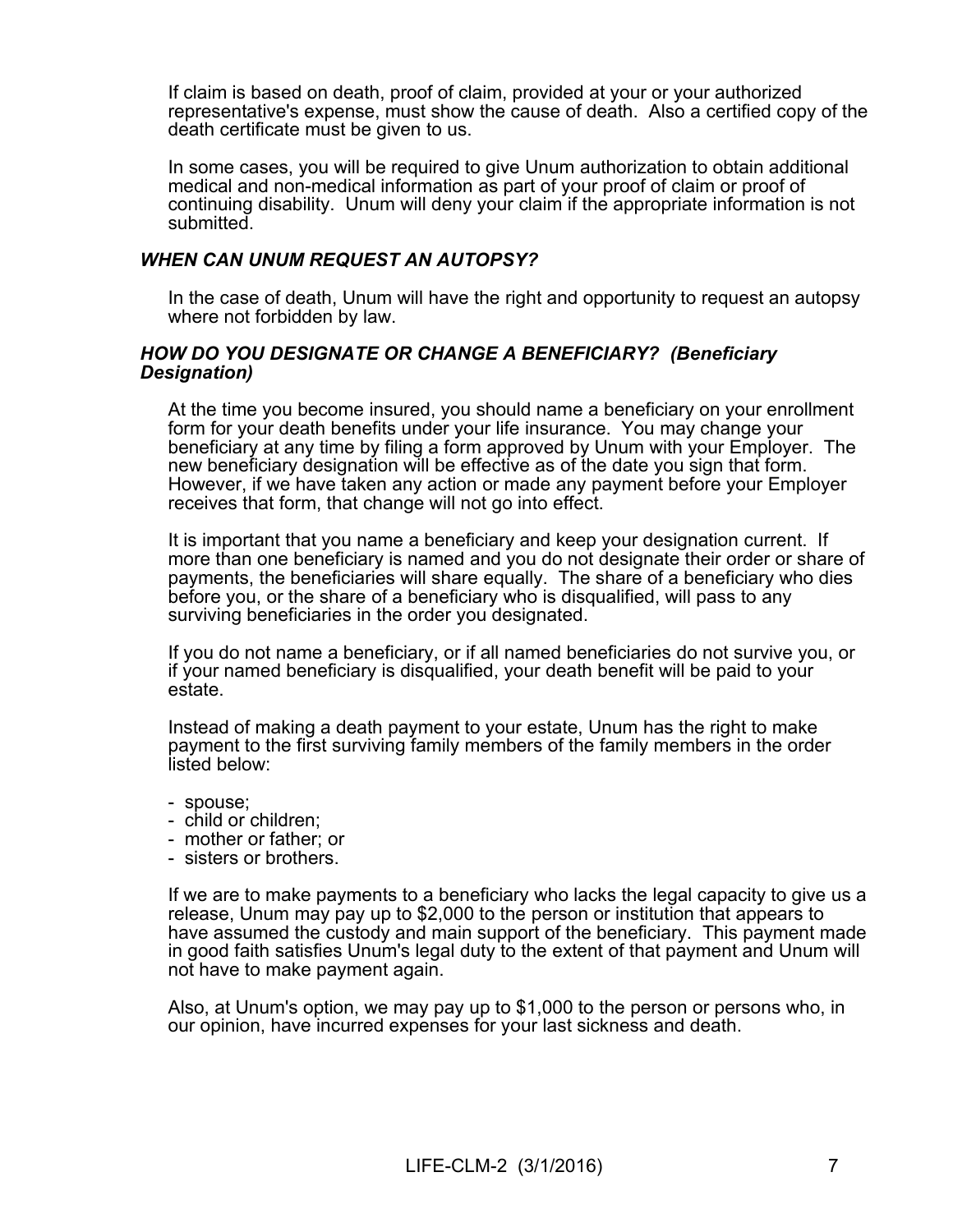If claim is based on death, proof of claim, provided at your or your authorized representative's expense, must show the cause of death. Also a certified copy of the death certificate must be given to us.

In some cases, you will be required to give Unum authorization to obtain additional medical and non-medical information as part of your proof of claim or proof of continuing disability. Unum will deny your claim if the appropriate information is not submitted.

### *WHEN CAN UNUM REQUEST AN AUTOPSY?*

In the case of death, Unum will have the right and opportunity to request an autopsy where not forbidden by law.

### *HOW DO YOU DESIGNATE OR CHANGE A BENEFICIARY? (Beneficiary Designation)*

At the time you become insured, you should name a beneficiary on your enrollment form for your death benefits under your life insurance. You may change your beneficiary at any time by filing a form approved by Unum with your Employer. The new beneficiary designation will be effective as of the date you sign that form. However, if we have taken any action or made any payment before your Employer receives that form, that change will not go into effect.

It is important that you name a beneficiary and keep your designation current. If more than one beneficiary is named and you do not designate their order or share of payments, the beneficiaries will share equally. The share of a beneficiary who dies before you, or the share of a beneficiary who is disqualified, will pass to any surviving beneficiaries in the order you designated.

If you do not name a beneficiary, or if all named beneficiaries do not survive you, or if your named beneficiary is disqualified, your death benefit will be paid to your estate.

Instead of making a death payment to your estate, Unum has the right to make payment to the first surviving family members of the family members in the order listed below:

- spouse;
- child or children;
- mother or father; or
- sisters or brothers.

If we are to make payments to a beneficiary who lacks the legal capacity to give us a release, Unum may pay up to $2,000 to the person or institution that appears to have assumed the custody and main support of the beneficiary. This payment made in good faith satisfies Unum's legal duty to the extent of that payment and Unum will not have to make payment again.

Also, at Unum's option, we may pay up to $1,000 to the person or persons who, in our opinion, have incurred expenses for your last sickness and death.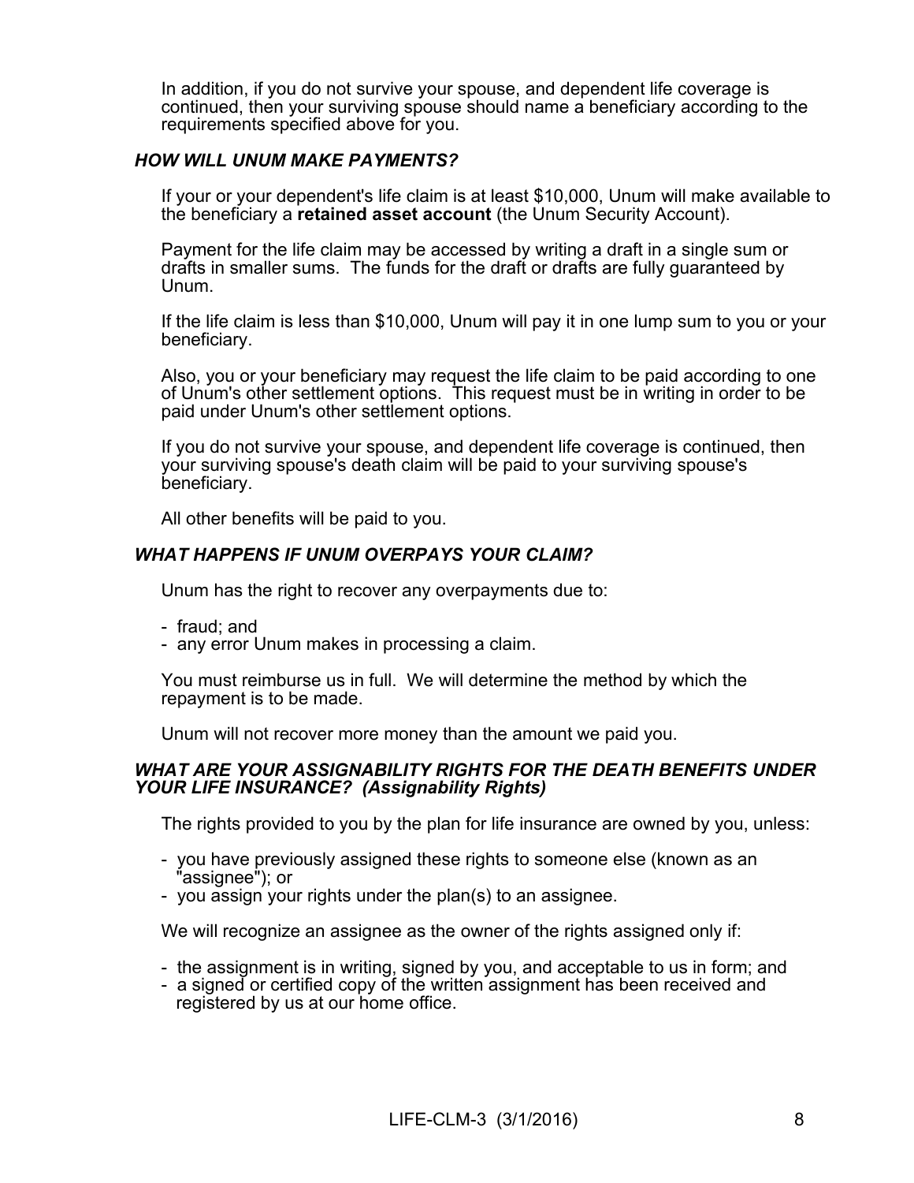In addition, if you do not survive your spouse, and dependent life coverage is continued, then your surviving spouse should name a beneficiary according to the requirements specified above for you.

### *HOW WILL UNUM MAKE PAYMENTS?*

If your or your dependent's life claim is at least $10,000, Unum will make available to the beneficiary a **retained asset account** (the Unum Security Account).

Payment for the life claim may be accessed by writing a draft in a single sum or drafts in smaller sums. The funds for the draft or drafts are fully guaranteed by Unum.

If the life claim is less than $10,000, Unum will pay it in one lump sum to you or your beneficiary.

Also, you or your beneficiary may request the life claim to be paid according to one of Unum's other settlement options. This request must be in writing in order to be paid under Unum's other settlement options.

If you do not survive your spouse, and dependent life coverage is continued, then your surviving spouse's death claim will be paid to your surviving spouse's beneficiary.

All other benefits will be paid to you.

### *WHAT HAPPENS IF UNUM OVERPAYS YOUR CLAIM?*

Unum has the right to recover any overpayments due to:

- fraud; and
- any error Unum makes in processing a claim.

You must reimburse us in full. We will determine the method by which the repayment is to be made.

Unum will not recover more money than the amount we paid you.

### *WHAT ARE YOUR ASSIGNABILITY RIGHTS FOR THE DEATH BENEFITS UNDER YOUR LIFE INSURANCE? (Assignability Rights)*

The rights provided to you by the plan for life insurance are owned by you, unless:

- you have previously assigned these rights to someone else (known as an "assignee"); or
- you assign your rights under the plan(s) to an assignee.

We will recognize an assignee as the owner of the rights assigned only if:

- the assignment is in writing, signed by you, and acceptable to us in form; and
- a signed or certified copy of the written assignment has been received and registered by us at our home office.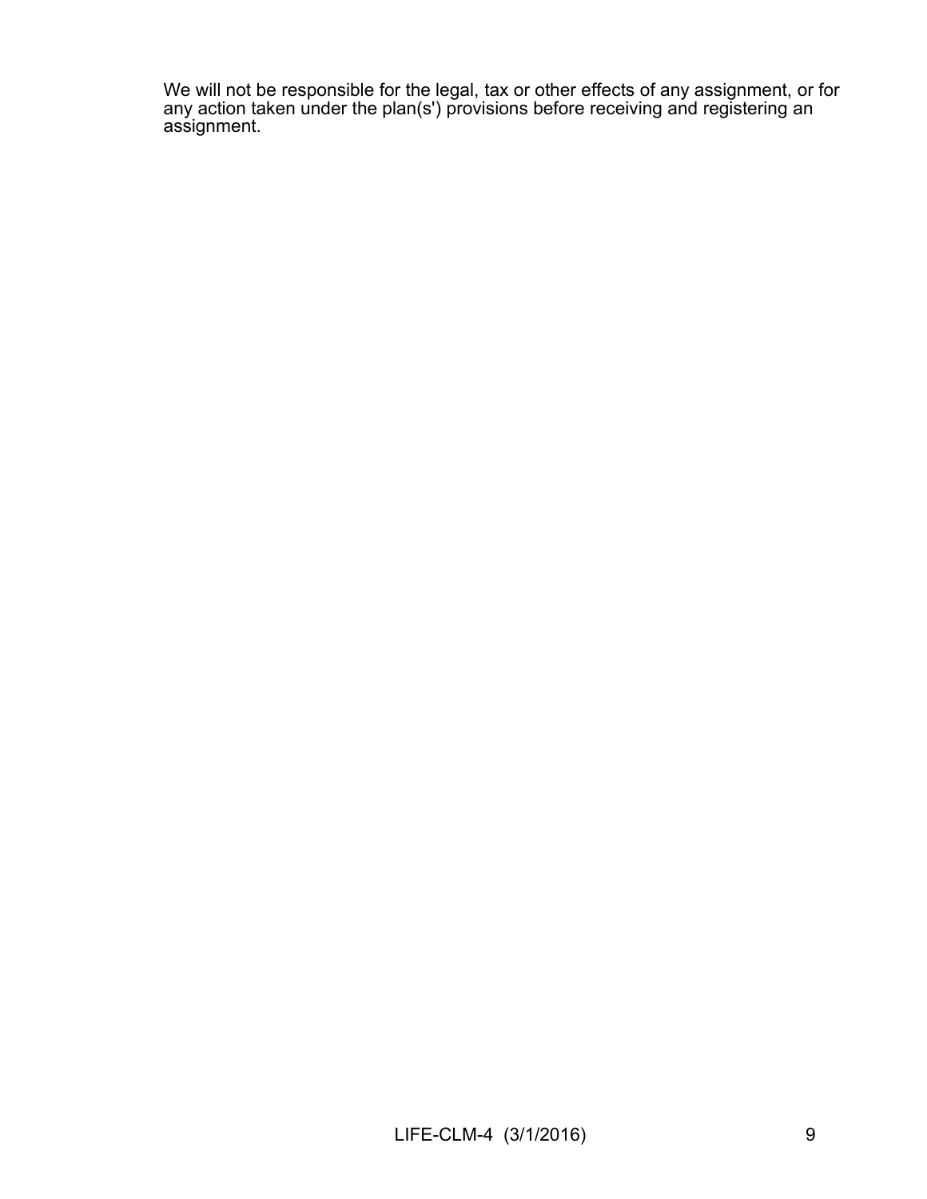We will not be responsible for the legal, tax or other effects of any assignment, or for any action taken under the plan(s') provisions before receiving and registering an assignment.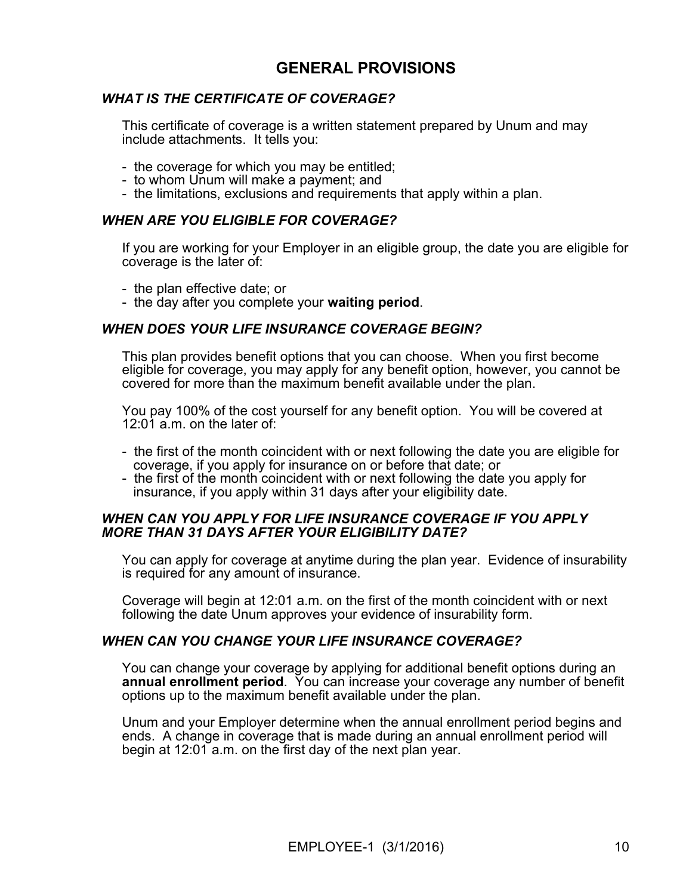# GENERAL PROVISIONS

### *WHAT IS THE CERTIFICATE OF COVERAGE?*

This certificate of coverage is a written statement prepared by Unum and may include attachments. It tells you:

- the coverage for which you may be entitled;
- to whom Unum will make a payment; and
- the limitations, exclusions and requirements that apply within a plan.

### *WHEN ARE YOU ELIGIBLE FOR COVERAGE?*

If you are working for your Employer in an eligible group, the date you are eligible for coverage is the later of:

- the plan effective date; or
- the day after you complete your **waiting period**.

### *WHEN DOES YOUR LIFE INSURANCE COVERAGE BEGIN?*

This plan provides benefit options that you can choose. When you first become eligible for coverage, you may apply for any benefit option, however, you cannot be covered for more than the maximum benefit available under the plan.

You pay 100% of the cost yourself for any benefit option. You will be covered at 12:01 a.m. on the later of:

- the first of the month coincident with or next following the date you are eligible for coverage, if you apply for insurance on or before that date; or
- the first of the month coincident with or next following the date you apply for insurance, if you apply within 31 days after your eligibility date.

### *WHEN CAN YOU APPLY FOR LIFE INSURANCE COVERAGE IF YOU APPLY MORE THAN 31 DAYS AFTER YOUR ELIGIBILITY DATE?*

You can apply for coverage at anytime during the plan year. Evidence of insurability is required for any amount of insurance.

Coverage will begin at 12:01 a.m. on the first of the month coincident with or next following the date Unum approves your evidence of insurability form.

### *WHEN CAN YOU CHANGE YOUR LIFE INSURANCE COVERAGE?*

You can change your coverage by applying for additional benefit options during an **annual enrollment period**. You can increase your coverage any number of benefit options up to the maximum benefit available under the plan.

Unum and your Employer determine when the annual enrollment period begins and ends. A change in coverage that is made during an annual enrollment period will begin at 12:01 a.m. on the first day of the next plan year.

EMPLOYEE-1 (3/1/2016)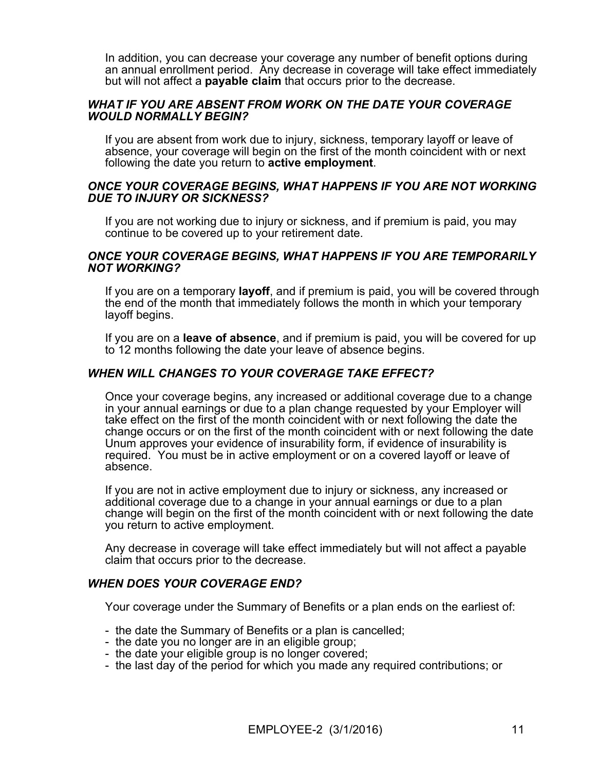In addition, you can decrease your coverage any number of benefit options during an annual enrollment period. Any decrease in coverage will take effect immediately but will not affect a **payable claim** that occurs prior to the decrease.

### *WHAT IF YOU ARE ABSENT FROM WORK ON THE DATE YOUR COVERAGE WOULD NORMALLY BEGIN?*

If you are absent from work due to injury, sickness, temporary layoff or leave of absence, your coverage will begin on the first of the month coincident with or next following the date you return to **active employment**.

### *ONCE YOUR COVERAGE BEGINS, WHAT HAPPENS IF YOU ARE NOT WORKING DUE TO INJURY OR SICKNESS?*

If you are not working due to injury or sickness, and if premium is paid, you may continue to be covered up to your retirement date.

### *ONCE YOUR COVERAGE BEGINS, WHAT HAPPENS IF YOU ARE TEMPORARILY NOT WORKING?*

If you are on a temporary **layoff**, and if premium is paid, you will be covered through the end of the month that immediately follows the month in which your temporary layoff begins.

If you are on a **leave of absence**, and if premium is paid, you will be covered for up to 12 months following the date your leave of absence begins.

### *WHEN WILL CHANGES TO YOUR COVERAGE TAKE EFFECT?*

Once your coverage begins, any increased or additional coverage due to a change in your annual earnings or due to a plan change requested by your Employer will take effect on the first of the month coincident with or next following the date the change occurs or on the first of the month coincident with or next following the date Unum approves your evidence of insurability form, if evidence of insurability is required. You must be in active employment or on a covered layoff or leave of absence.

If you are not in active employment due to injury or sickness, any increased or additional coverage due to a change in your annual earnings or due to a plan change will begin on the first of the month coincident with or next following the date you return to active employment.

Any decrease in coverage will take effect immediately but will not affect a payable claim that occurs prior to the decrease.

### *WHEN DOES YOUR COVERAGE END?*

Your coverage under the Summary of Benefits or a plan ends on the earliest of:

- the date the Summary of Benefits or a plan is cancelled;
- the date you no longer are in an eligible group;
- the date your eligible group is no longer covered;
- the last day of the period for which you made any required contributions; or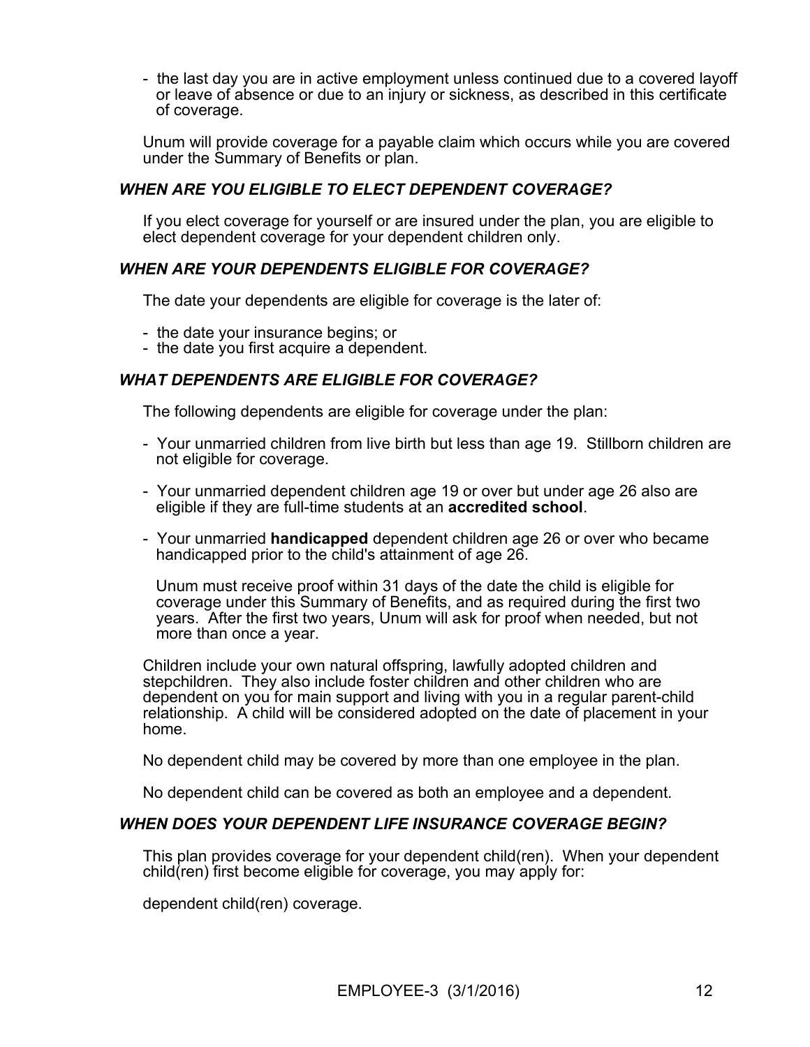- the last day you are in active employment unless continued due to a covered layoff or leave of absence or due to an injury or sickness, as described in this certificate of coverage.

Unum will provide coverage for a payable claim which occurs while you are covered under the Summary of Benefits or plan.

### *WHEN ARE YOU ELIGIBLE TO ELECT DEPENDENT COVERAGE?*

If you elect coverage for yourself or are insured under the plan, you are eligible to elect dependent coverage for your dependent children only.

### *WHEN ARE YOUR DEPENDENTS ELIGIBLE FOR COVERAGE?*

The date your dependents are eligible for coverage is the later of:

- the date your insurance begins; or
- the date you first acquire a dependent.

### *WHAT DEPENDENTS ARE ELIGIBLE FOR COVERAGE?*

The following dependents are eligible for coverage under the plan:

- Your unmarried children from live birth but less than age 19. Stillborn children are not eligible for coverage.
- Your unmarried dependent children age 19 or over but under age 26 also are eligible if they are full-time students at an **accredited school**.
- Your unmarried **handicapped** dependent children age 26 or over who became handicapped prior to the child's attainment of age 26.

  Unum must receive proof within 31 days of the date the child is eligible for coverage under this Summary of Benefits, and as required during the first two years. After the first two years, Unum will ask for proof when needed, but not more than once a year.

Children include your own natural offspring, lawfully adopted children and stepchildren. They also include foster children and other children who are dependent on you for main support and living with you in a regular parent-child relationship. A child will be considered adopted on the date of placement in your home.

No dependent child may be covered by more than one employee in the plan.

No dependent child can be covered as both an employee and a dependent.

### *WHEN DOES YOUR DEPENDENT LIFE INSURANCE COVERAGE BEGIN?*

This plan provides coverage for your dependent child(ren). When your dependent child(ren) first become eligible for coverage, you may apply for:

dependent child(ren) coverage.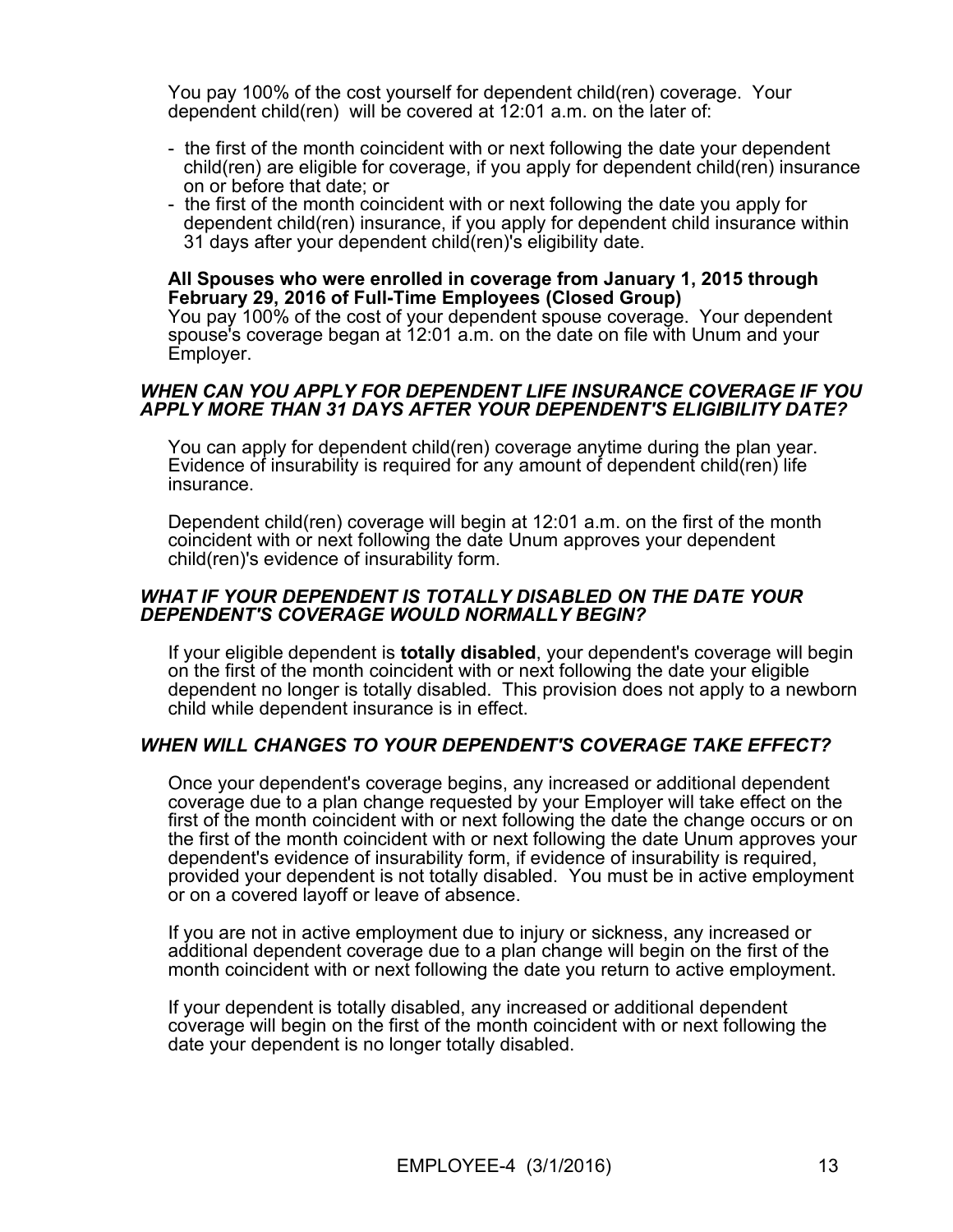You pay 100% of the cost yourself for dependent child(ren) coverage. Your dependent child(ren) will be covered at 12:01 a.m. on the later of:

- the first of the month coincident with or next following the date your dependent child(ren) are eligible for coverage, if you apply for dependent child(ren) insurance on or before that date; or
- the first of the month coincident with or next following the date you apply for dependent child(ren) insurance, if you apply for dependent child insurance within 31 days after your dependent child(ren)'s eligibility date.

**All Spouses who were enrolled in coverage from January 1, 2015 through February 29, 2016 of Full-Time Employees (Closed Group)**
You pay 100% of the cost of your dependent spouse coverage. Your dependent spouse's coverage began at 12:01 a.m. on the date on file with Unum and your Employer.

### *WHEN CAN YOU APPLY FOR DEPENDENT LIFE INSURANCE COVERAGE IF YOU APPLY MORE THAN 31 DAYS AFTER YOUR DEPENDENT'S ELIGIBILITY DATE?*

You can apply for dependent child(ren) coverage anytime during the plan year. Evidence of insurability is required for any amount of dependent child(ren) life insurance.

Dependent child(ren) coverage will begin at 12:01 a.m. on the first of the month coincident with or next following the date Unum approves your dependent child(ren)'s evidence of insurability form.

### *WHAT IF YOUR DEPENDENT IS TOTALLY DISABLED ON THE DATE YOUR DEPENDENT'S COVERAGE WOULD NORMALLY BEGIN?*

If your eligible dependent is **totally disabled**, your dependent's coverage will begin on the first of the month coincident with or next following the date your eligible dependent no longer is totally disabled. This provision does not apply to a newborn child while dependent insurance is in effect.

### *WHEN WILL CHANGES TO YOUR DEPENDENT'S COVERAGE TAKE EFFECT?*

Once your dependent's coverage begins, any increased or additional dependent coverage due to a plan change requested by your Employer will take effect on the first of the month coincident with or next following the date the change occurs or on the first of the month coincident with or next following the date Unum approves your dependent's evidence of insurability form, if evidence of insurability is required, provided your dependent is not totally disabled. You must be in active employment or on a covered layoff or leave of absence.

If you are not in active employment due to injury or sickness, any increased or additional dependent coverage due to a plan change will begin on the first of the month coincident with or next following the date you return to active employment.

If your dependent is totally disabled, any increased or additional dependent coverage will begin on the first of the month coincident with or next following the date your dependent is no longer totally disabled.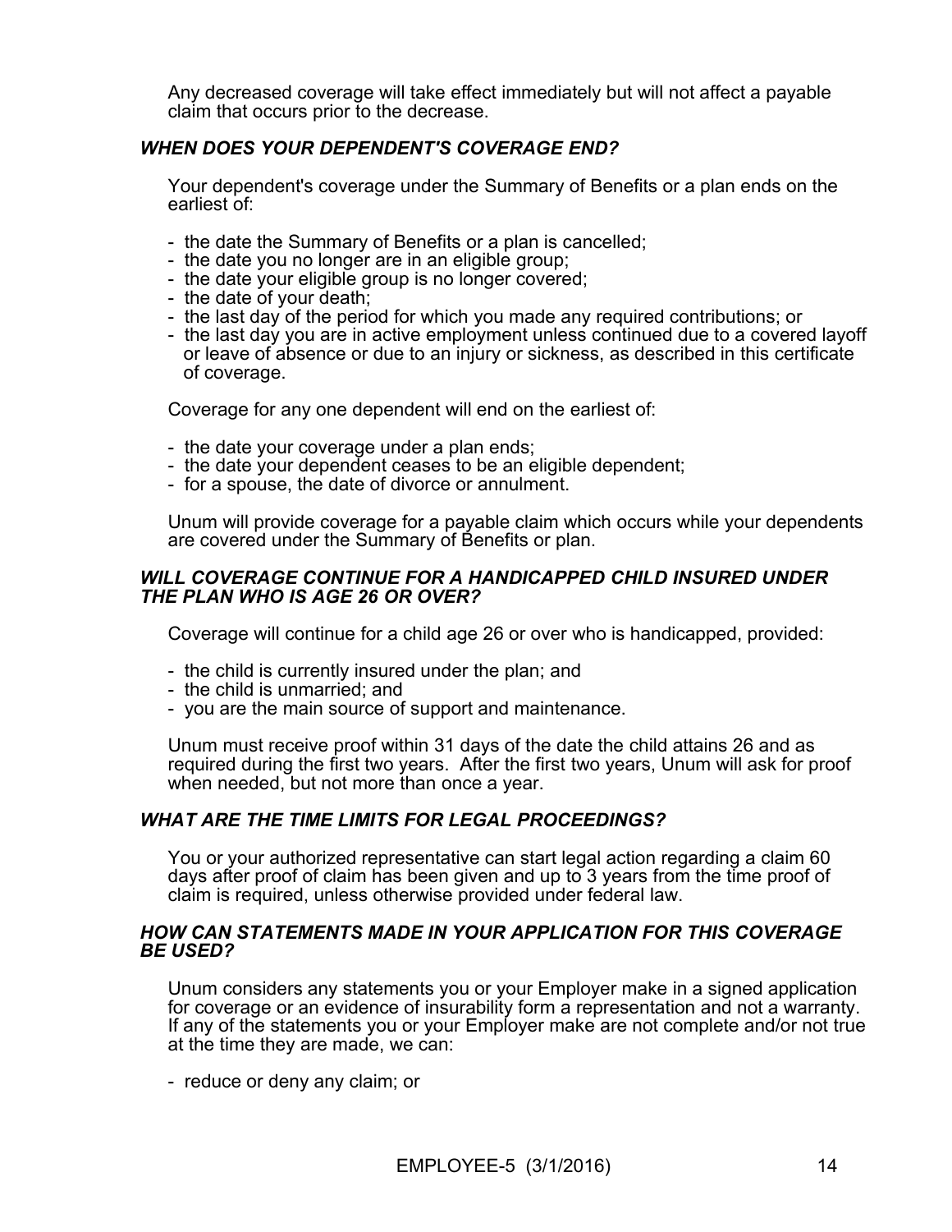Any decreased coverage will take effect immediately but will not affect a payable claim that occurs prior to the decrease.

### *WHEN DOES YOUR DEPENDENT'S COVERAGE END?*

Your dependent's coverage under the Summary of Benefits or a plan ends on the earliest of:

- the date the Summary of Benefits or a plan is cancelled;
- the date you no longer are in an eligible group;
- the date your eligible group is no longer covered;
- the date of your death;
- the last day of the period for which you made any required contributions; or
- the last day you are in active employment unless continued due to a covered layoff or leave of absence or due to an injury or sickness, as described in this certificate of coverage.

Coverage for any one dependent will end on the earliest of:

- the date your coverage under a plan ends;
- the date your dependent ceases to be an eligible dependent;
- for a spouse, the date of divorce or annulment.

Unum will provide coverage for a payable claim which occurs while your dependents are covered under the Summary of Benefits or plan.

### *WILL COVERAGE CONTINUE FOR A HANDICAPPED CHILD INSURED UNDER THE PLAN WHO IS AGE 26 OR OVER?*

Coverage will continue for a child age 26 or over who is handicapped, provided:

- the child is currently insured under the plan; and
- the child is unmarried; and
- you are the main source of support and maintenance.

Unum must receive proof within 31 days of the date the child attains 26 and as required during the first two years. After the first two years, Unum will ask for proof when needed, but not more than once a year.

### *WHAT ARE THE TIME LIMITS FOR LEGAL PROCEEDINGS?*

You or your authorized representative can start legal action regarding a claim 60 days after proof of claim has been given and up to 3 years from the time proof of claim is required, unless otherwise provided under federal law.

### *HOW CAN STATEMENTS MADE IN YOUR APPLICATION FOR THIS COVERAGE BE USED?*

Unum considers any statements you or your Employer make in a signed application for coverage or an evidence of insurability form a representation and not a warranty. If any of the statements you or your Employer make are not complete and/or not true at the time they are made, we can:

- reduce or deny any claim; or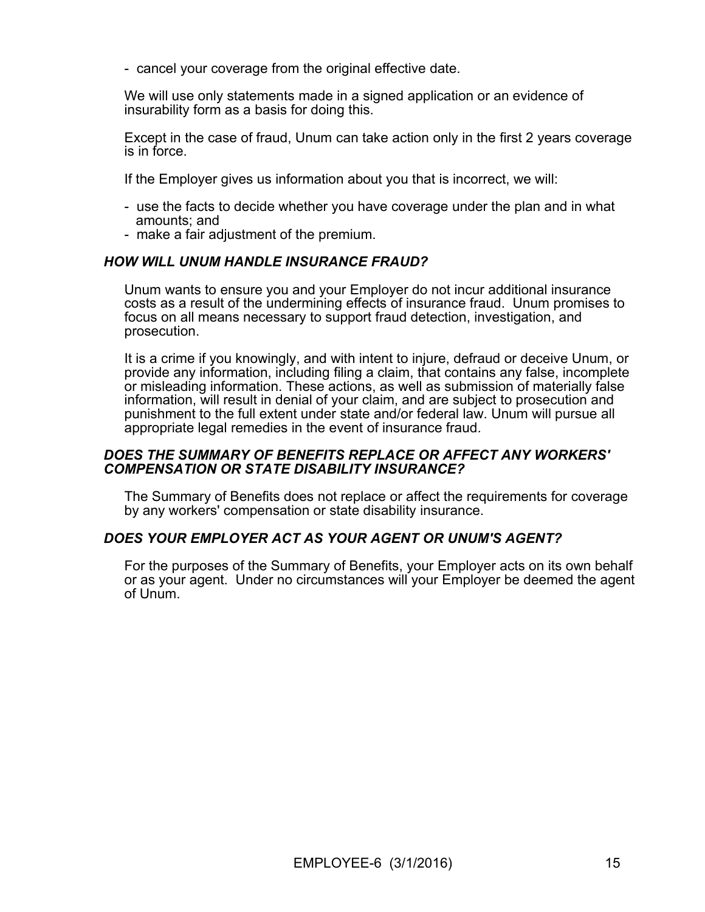- cancel your coverage from the original effective date.

We will use only statements made in a signed application or an evidence of insurability form as a basis for doing this.

Except in the case of fraud, Unum can take action only in the first 2 years coverage is in force.

If the Employer gives us information about you that is incorrect, we will:

- use the facts to decide whether you have coverage under the plan and in what amounts; and
- make a fair adjustment of the premium.

### *HOW WILL UNUM HANDLE INSURANCE FRAUD?*

Unum wants to ensure you and your Employer do not incur additional insurance costs as a result of the undermining effects of insurance fraud. Unum promises to focus on all means necessary to support fraud detection, investigation, and prosecution.

It is a crime if you knowingly, and with intent to injure, defraud or deceive Unum, or provide any information, including filing a claim, that contains any false, incomplete or misleading information. These actions, as well as submission of materially false information, will result in denial of your claim, and are subject to prosecution and punishment to the full extent under state and/or federal law. Unum will pursue all appropriate legal remedies in the event of insurance fraud.

### *DOES THE SUMMARY OF BENEFITS REPLACE OR AFFECT ANY WORKERS' COMPENSATION OR STATE DISABILITY INSURANCE?*

The Summary of Benefits does not replace or affect the requirements for coverage by any workers' compensation or state disability insurance.

### *DOES YOUR EMPLOYER ACT AS YOUR AGENT OR UNUM'S AGENT?*

For the purposes of the Summary of Benefits, your Employer acts on its own behalf or as your agent. Under no circumstances will your Employer be deemed the agent of Unum.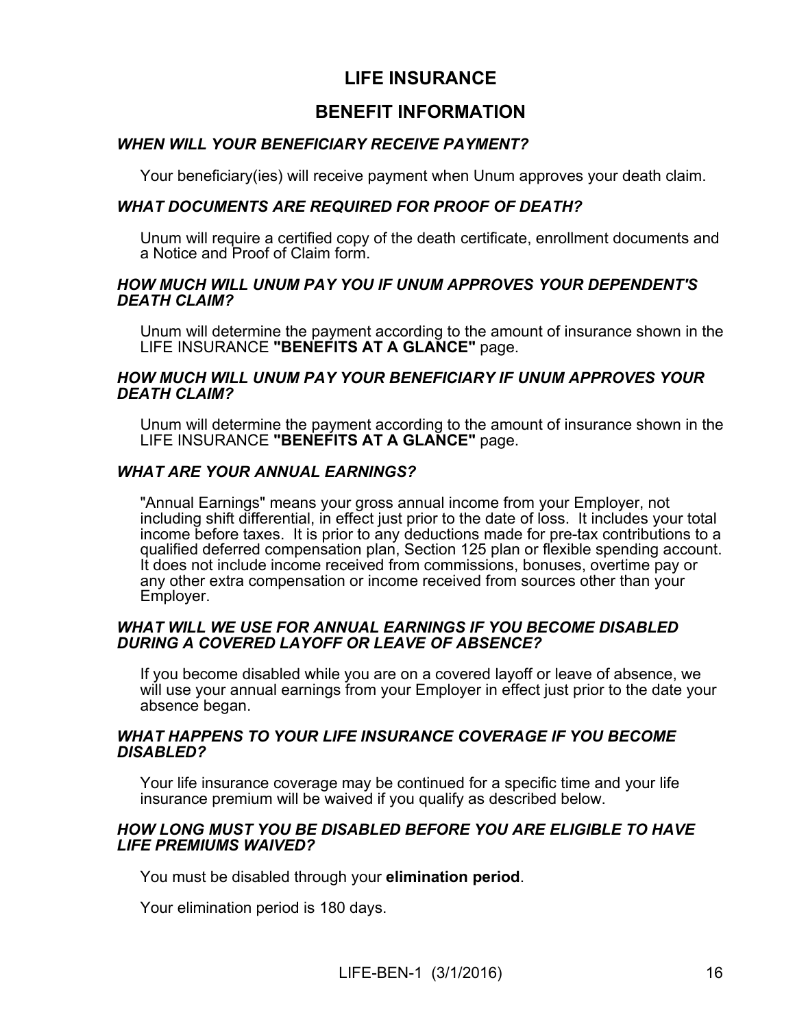# LIFE INSURANCE

## BENEFIT INFORMATION

***WHEN WILL YOUR BENEFICIARY RECEIVE PAYMENT?***

Your beneficiary(ies) will receive payment when Unum approves your death claim.

***WHAT DOCUMENTS ARE REQUIRED FOR PROOF OF DEATH?***

Unum will require a certified copy of the death certificate, enrollment documents and a Notice and Proof of Claim form.

***HOW MUCH WILL UNUM PAY YOU IF UNUM APPROVES YOUR DEPENDENT'S DEATH CLAIM?***

Unum will determine the payment according to the amount of insurance shown in the LIFE INSURANCE **"BENEFITS AT A GLANCE"** page.

***HOW MUCH WILL UNUM PAY YOUR BENEFICIARY IF UNUM APPROVES YOUR DEATH CLAIM?***

Unum will determine the payment according to the amount of insurance shown in the LIFE INSURANCE **"BENEFITS AT A GLANCE"** page.

***WHAT ARE YOUR ANNUAL EARNINGS?***

"Annual Earnings" means your gross annual income from your Employer, not including shift differential, in effect just prior to the date of loss. It includes your total income before taxes. It is prior to any deductions made for pre-tax contributions to a qualified deferred compensation plan, Section 125 plan or flexible spending account. It does not include income received from commissions, bonuses, overtime pay or any other extra compensation or income received from sources other than your Employer.

***WHAT WILL WE USE FOR ANNUAL EARNINGS IF YOU BECOME DISABLED DURING A COVERED LAYOFF OR LEAVE OF ABSENCE?***

If you become disabled while you are on a covered layoff or leave of absence, we will use your annual earnings from your Employer in effect just prior to the date your absence began.

***WHAT HAPPENS TO YOUR LIFE INSURANCE COVERAGE IF YOU BECOME DISABLED?***

Your life insurance coverage may be continued for a specific time and your life insurance premium will be waived if you qualify as described below.

***HOW LONG MUST YOU BE DISABLED BEFORE YOU ARE ELIGIBLE TO HAVE LIFE PREMIUMS WAIVED?***

You must be disabled through your **elimination period**.

Your elimination period is 180 days.

LIFE-BEN-1 (3/1/2016)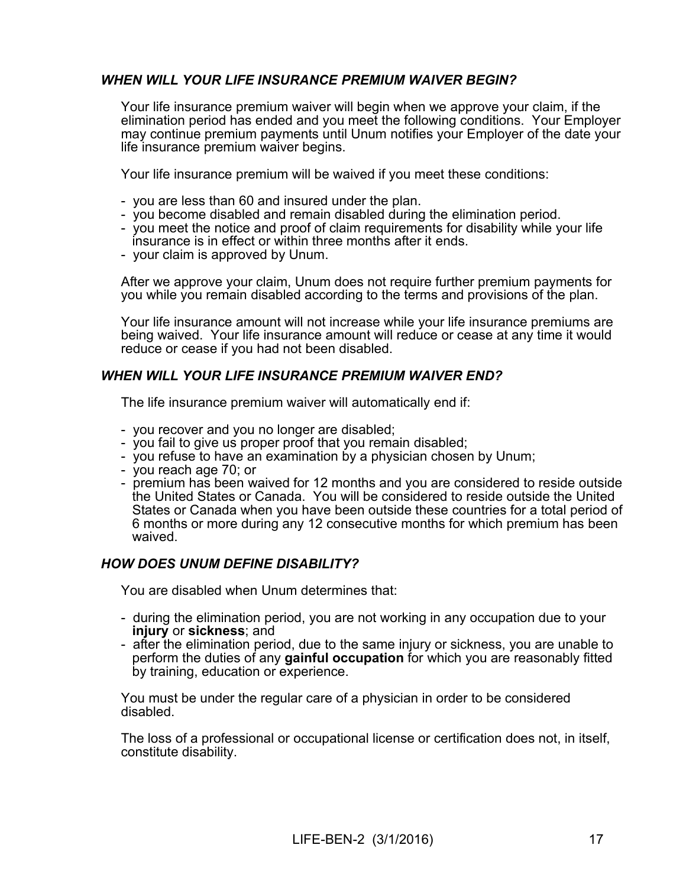### *WHEN WILL YOUR LIFE INSURANCE PREMIUM WAIVER BEGIN?*

Your life insurance premium waiver will begin when we approve your claim, if the elimination period has ended and you meet the following conditions. Your Employer may continue premium payments until Unum notifies your Employer of the date your life insurance premium waiver begins.

Your life insurance premium will be waived if you meet these conditions:

- you are less than 60 and insured under the plan.
- you become disabled and remain disabled during the elimination period.
- you meet the notice and proof of claim requirements for disability while your life insurance is in effect or within three months after it ends.
- your claim is approved by Unum.

After we approve your claim, Unum does not require further premium payments for you while you remain disabled according to the terms and provisions of the plan.

Your life insurance amount will not increase while your life insurance premiums are being waived. Your life insurance amount will reduce or cease at any time it would reduce or cease if you had not been disabled.

### *WHEN WILL YOUR LIFE INSURANCE PREMIUM WAIVER END?*

The life insurance premium waiver will automatically end if:

- you recover and you no longer are disabled;
- you fail to give us proper proof that you remain disabled;
- you refuse to have an examination by a physician chosen by Unum;
- you reach age 70; or
- premium has been waived for 12 months and you are considered to reside outside the United States or Canada. You will be considered to reside outside the United States or Canada when you have been outside these countries for a total period of 6 months or more during any 12 consecutive months for which premium has been waived.

### *HOW DOES UNUM DEFINE DISABILITY?*

You are disabled when Unum determines that:

- during the elimination period, you are not working in any occupation due to your **injury** or **sickness**; and
- after the elimination period, due to the same injury or sickness, you are unable to perform the duties of any **gainful occupation** for which you are reasonably fitted by training, education or experience.

You must be under the regular care of a physician in order to be considered disabled.

The loss of a professional or occupational license or certification does not, in itself, constitute disability.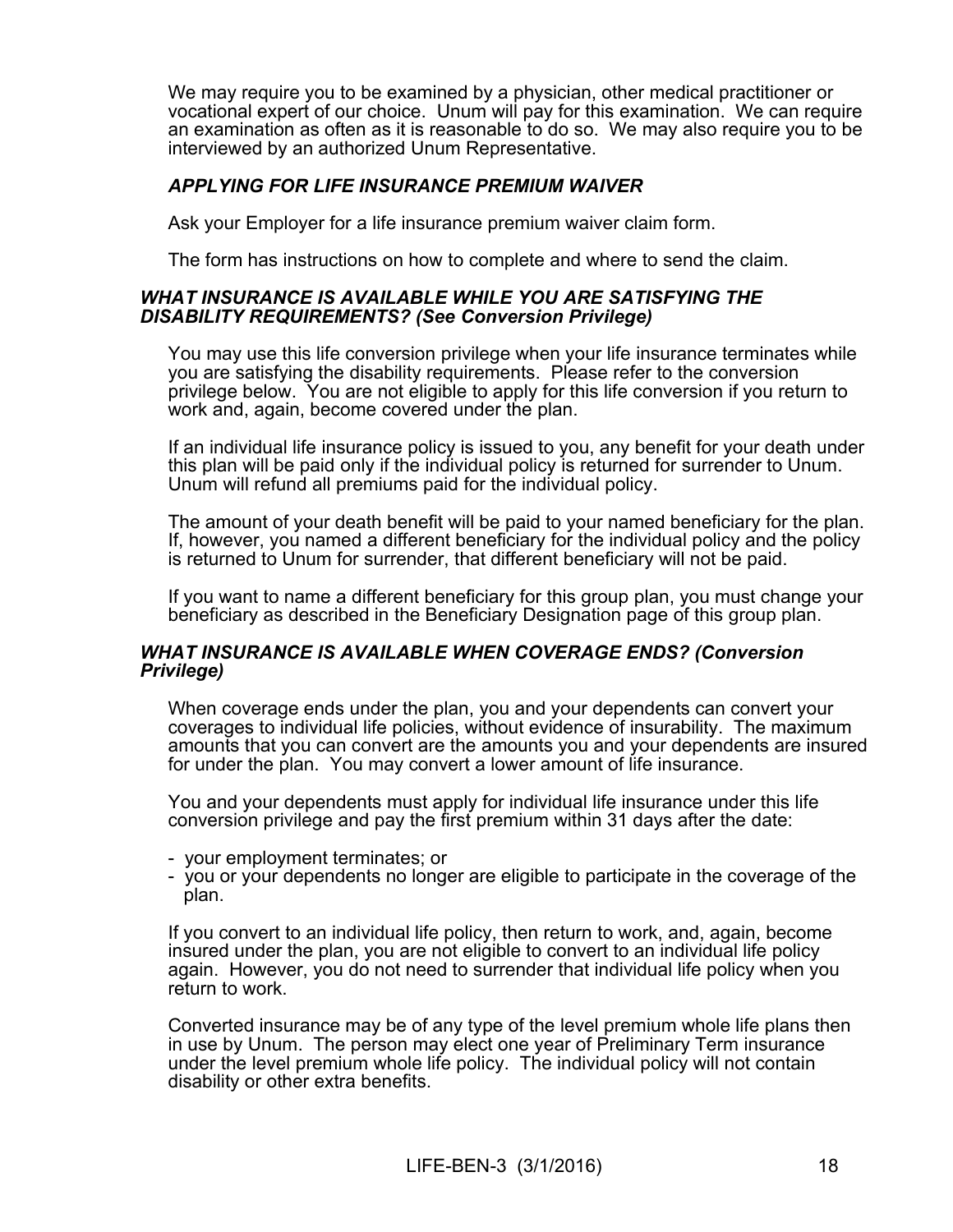We may require you to be examined by a physician, other medical practitioner or vocational expert of our choice. Unum will pay for this examination. We can require an examination as often as it is reasonable to do so. We may also require you to be interviewed by an authorized Unum Representative.

### *APPLYING FOR LIFE INSURANCE PREMIUM WAIVER*

Ask your Employer for a life insurance premium waiver claim form.

The form has instructions on how to complete and where to send the claim.

### *WHAT INSURANCE IS AVAILABLE WHILE YOU ARE SATISFYING THE DISABILITY REQUIREMENTS? (See Conversion Privilege)*

You may use this life conversion privilege when your life insurance terminates while you are satisfying the disability requirements. Please refer to the conversion privilege below. You are not eligible to apply for this life conversion if you return to work and, again, become covered under the plan.

If an individual life insurance policy is issued to you, any benefit for your death under this plan will be paid only if the individual policy is returned for surrender to Unum. Unum will refund all premiums paid for the individual policy.

The amount of your death benefit will be paid to your named beneficiary for the plan. If, however, you named a different beneficiary for the individual policy and the policy is returned to Unum for surrender, that different beneficiary will not be paid.

If you want to name a different beneficiary for this group plan, you must change your beneficiary as described in the Beneficiary Designation page of this group plan.

### *WHAT INSURANCE IS AVAILABLE WHEN COVERAGE ENDS? (Conversion Privilege)*

When coverage ends under the plan, you and your dependents can convert your coverages to individual life policies, without evidence of insurability. The maximum amounts that you can convert are the amounts you and your dependents are insured for under the plan. You may convert a lower amount of life insurance.

You and your dependents must apply for individual life insurance under this life conversion privilege and pay the first premium within 31 days after the date:

- your employment terminates; or
- you or your dependents no longer are eligible to participate in the coverage of the plan.

If you convert to an individual life policy, then return to work, and, again, become insured under the plan, you are not eligible to convert to an individual life policy again. However, you do not need to surrender that individual life policy when you return to work.

Converted insurance may be of any type of the level premium whole life plans then in use by Unum. The person may elect one year of Preliminary Term insurance under the level premium whole life policy. The individual policy will not contain disability or other extra benefits.

LIFE-BEN-3 (3/1/2016)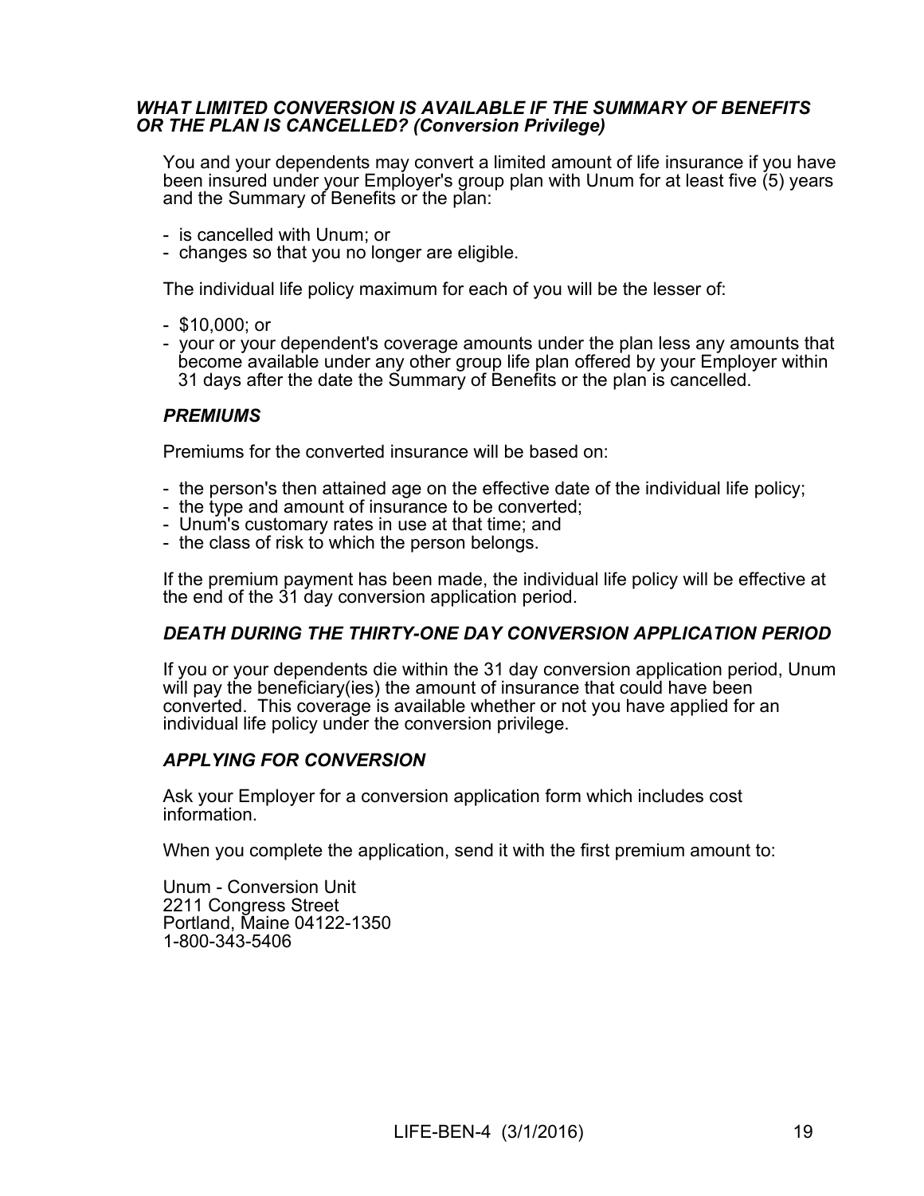### *WHAT LIMITED CONVERSION IS AVAILABLE IF THE SUMMARY OF BENEFITS OR THE PLAN IS CANCELLED? (Conversion Privilege)*

You and your dependents may convert a limited amount of life insurance if you have been insured under your Employer's group plan with Unum for at least five (5) years and the Summary of Benefits or the plan:

- is cancelled with Unum; or
- changes so that you no longer are eligible.

The individual life policy maximum for each of you will be the lesser of:

- $10,000; or
- your or your dependent's coverage amounts under the plan less any amounts that become available under any other group life plan offered by your Employer within 31 days after the date the Summary of Benefits or the plan is cancelled.

#### *PREMIUMS*

Premiums for the converted insurance will be based on:

- the person's then attained age on the effective date of the individual life policy;
- the type and amount of insurance to be converted;
- Unum's customary rates in use at that time; and
- the class of risk to which the person belongs.

If the premium payment has been made, the individual life policy will be effective at the end of the 31 day conversion application period.

#### *DEATH DURING THE THIRTY-ONE DAY CONVERSION APPLICATION PERIOD*

If you or your dependents die within the 31 day conversion application period, Unum will pay the beneficiary(ies) the amount of insurance that could have been converted. This coverage is available whether or not you have applied for an individual life policy under the conversion privilege.

#### *APPLYING FOR CONVERSION*

Ask your Employer for a conversion application form which includes cost information.

When you complete the application, send it with the first premium amount to:

Unum - Conversion Unit
2211 Congress Street
Portland, Maine 04122-1350
1-800-343-5406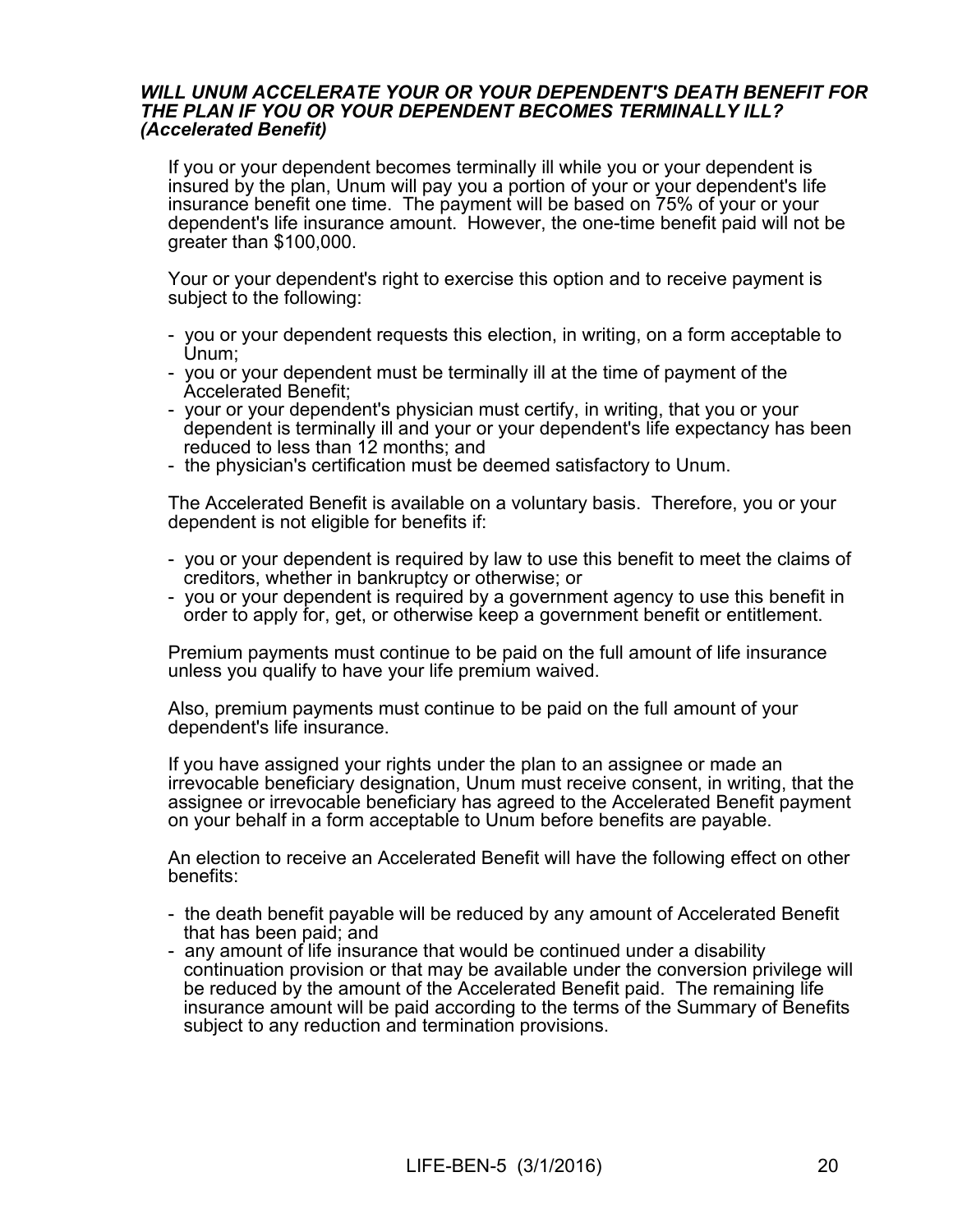### *WILL UNUM ACCELERATE YOUR OR YOUR DEPENDENT'S DEATH BENEFIT FOR THE PLAN IF YOU OR YOUR DEPENDENT BECOMES TERMINALLY ILL? (Accelerated Benefit)*

If you or your dependent becomes terminally ill while you or your dependent is insured by the plan, Unum will pay you a portion of your or your dependent's life insurance benefit one time. The payment will be based on 75% of your or your dependent's life insurance amount. However, the one-time benefit paid will not be greater than $100,000.

Your or your dependent's right to exercise this option and to receive payment is subject to the following:

- you or your dependent requests this election, in writing, on a form acceptable to Unum;
- you or your dependent must be terminally ill at the time of payment of the Accelerated Benefit;
- your or your dependent's physician must certify, in writing, that you or your dependent is terminally ill and your or your dependent's life expectancy has been reduced to less than 12 months; and
- the physician's certification must be deemed satisfactory to Unum.

The Accelerated Benefit is available on a voluntary basis. Therefore, you or your dependent is not eligible for benefits if:

- you or your dependent is required by law to use this benefit to meet the claims of creditors, whether in bankruptcy or otherwise; or
- you or your dependent is required by a government agency to use this benefit in order to apply for, get, or otherwise keep a government benefit or entitlement.

Premium payments must continue to be paid on the full amount of life insurance unless you qualify to have your life premium waived.

Also, premium payments must continue to be paid on the full amount of your dependent's life insurance.

If you have assigned your rights under the plan to an assignee or made an irrevocable beneficiary designation, Unum must receive consent, in writing, that the assignee or irrevocable beneficiary has agreed to the Accelerated Benefit payment on your behalf in a form acceptable to Unum before benefits are payable.

An election to receive an Accelerated Benefit will have the following effect on other benefits:

- the death benefit payable will be reduced by any amount of Accelerated Benefit that has been paid; and
- any amount of life insurance that would be continued under a disability continuation provision or that may be available under the conversion privilege will be reduced by the amount of the Accelerated Benefit paid. The remaining life insurance amount will be paid according to the terms of the Summary of Benefits subject to any reduction and termination provisions.

LIFE-BEN-5 (3/1/2016)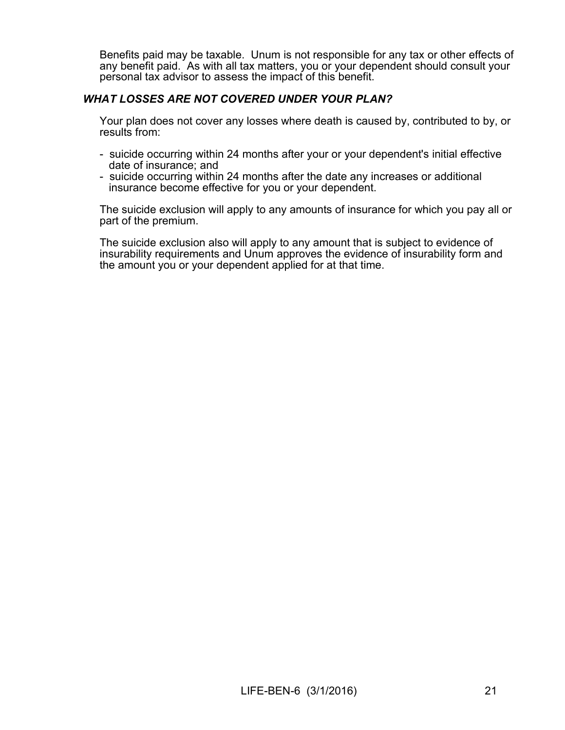Benefits paid may be taxable. Unum is not responsible for any tax or other effects of any benefit paid. As with all tax matters, you or your dependent should consult your personal tax advisor to assess the impact of this benefit.

### *WHAT LOSSES ARE NOT COVERED UNDER YOUR PLAN?*

Your plan does not cover any losses where death is caused by, contributed to by, or results from:

- suicide occurring within 24 months after your or your dependent's initial effective date of insurance; and
- suicide occurring within 24 months after the date any increases or additional insurance become effective for you or your dependent.

The suicide exclusion will apply to any amounts of insurance for which you pay all or part of the premium.

The suicide exclusion also will apply to any amount that is subject to evidence of insurability requirements and Unum approves the evidence of insurability form and the amount you or your dependent applied for at that time.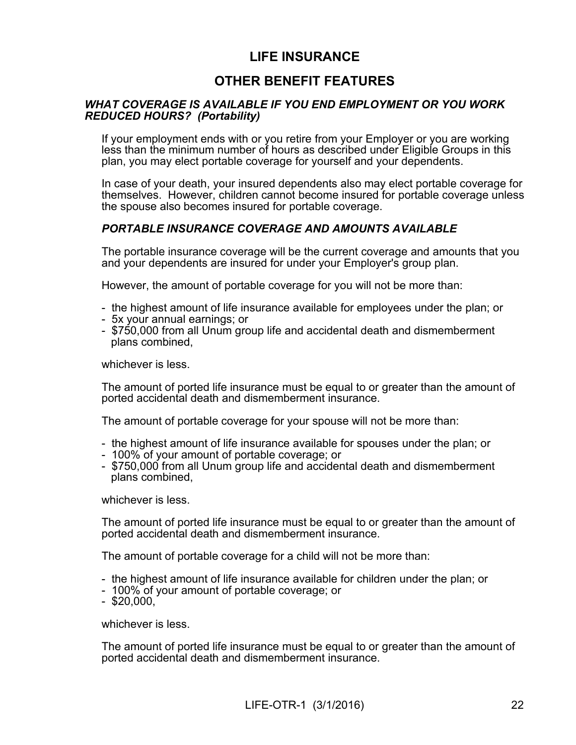# LIFE INSURANCE

## OTHER BENEFIT FEATURES

### *WHAT COVERAGE IS AVAILABLE IF YOU END EMPLOYMENT OR YOU WORK REDUCED HOURS? (Portability)*

If your employment ends with or you retire from your Employer or you are working less than the minimum number of hours as described under Eligible Groups in this plan, you may elect portable coverage for yourself and your dependents.

In case of your death, your insured dependents also may elect portable coverage for themselves. However, children cannot become insured for portable coverage unless the spouse also becomes insured for portable coverage.

### *PORTABLE INSURANCE COVERAGE AND AMOUNTS AVAILABLE*

The portable insurance coverage will be the current coverage and amounts that you and your dependents are insured for under your Employer's group plan.

However, the amount of portable coverage for you will not be more than:

- the highest amount of life insurance available for employees under the plan; or
- 5x your annual earnings; or
- $750,000 from all Unum group life and accidental death and dismemberment plans combined,

whichever is less.

The amount of ported life insurance must be equal to or greater than the amount of ported accidental death and dismemberment insurance.

The amount of portable coverage for your spouse will not be more than:

- the highest amount of life insurance available for spouses under the plan; or
- 100% of your amount of portable coverage; or
- $750,000 from all Unum group life and accidental death and dismemberment plans combined,

whichever is less.

The amount of ported life insurance must be equal to or greater than the amount of ported accidental death and dismemberment insurance.

The amount of portable coverage for a child will not be more than:

- the highest amount of life insurance available for children under the plan; or
- 100% of your amount of portable coverage; or
- $20,000,

whichever is less.

The amount of ported life insurance must be equal to or greater than the amount of ported accidental death and dismemberment insurance.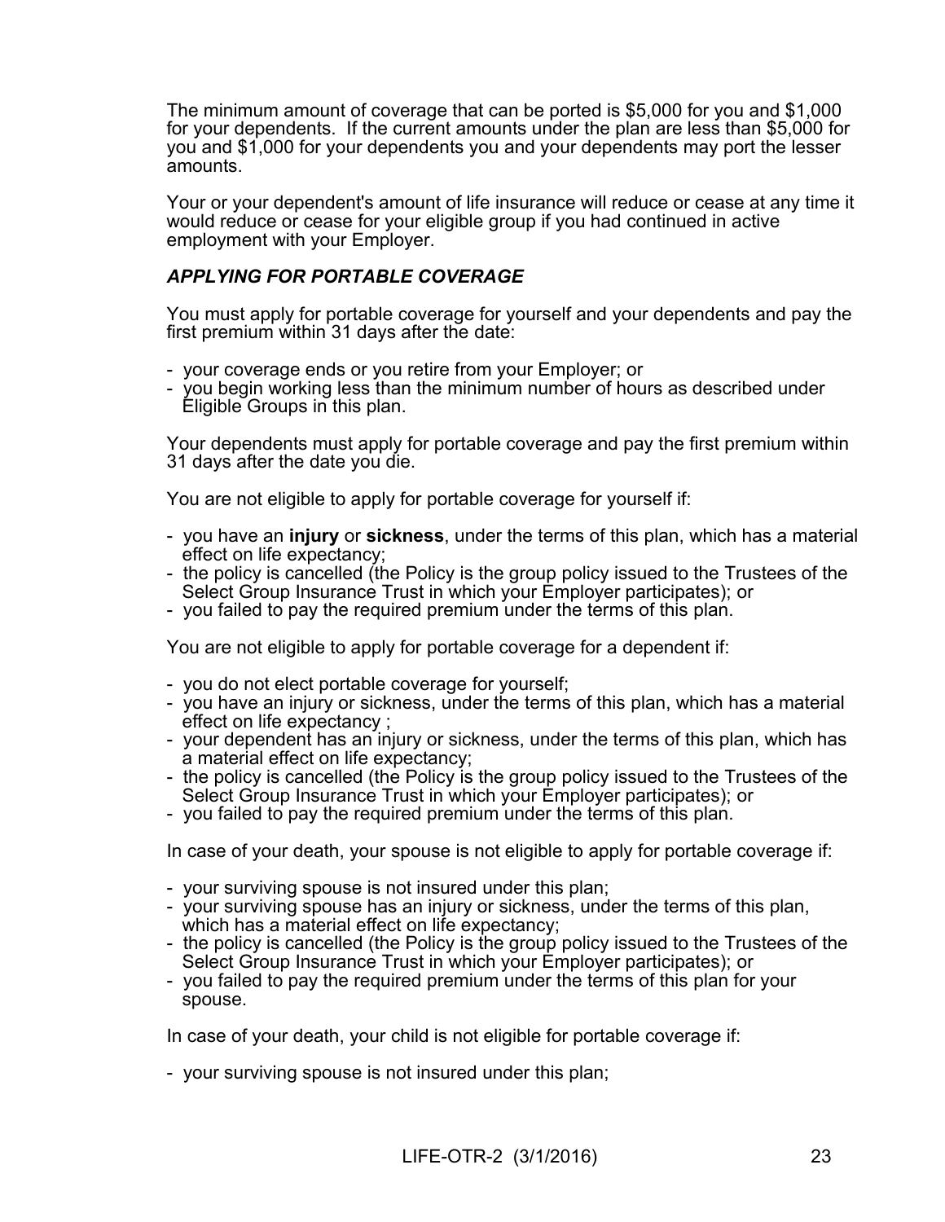The minimum amount of coverage that can be ported is $5,000 for you and $1,000 for your dependents. If the current amounts under the plan are less than $5,000 for you and $1,000 for your dependents you and your dependents may port the lesser amounts.

Your or your dependent's amount of life insurance will reduce or cease at any time it would reduce or cease for your eligible group if you had continued in active employment with your Employer.

### *APPLYING FOR PORTABLE COVERAGE*

You must apply for portable coverage for yourself and your dependents and pay the first premium within 31 days after the date:

- your coverage ends or you retire from your Employer; or
- you begin working less than the minimum number of hours as described under Eligible Groups in this plan.

Your dependents must apply for portable coverage and pay the first premium within 31 days after the date you die.

You are not eligible to apply for portable coverage for yourself if:

- you have an **injury** or **sickness**, under the terms of this plan, which has a material effect on life expectancy;
- the policy is cancelled (the Policy is the group policy issued to the Trustees of the Select Group Insurance Trust in which your Employer participates); or
- you failed to pay the required premium under the terms of this plan.

You are not eligible to apply for portable coverage for a dependent if:

- you do not elect portable coverage for yourself;
- you have an injury or sickness, under the terms of this plan, which has a material effect on life expectancy ;
- your dependent has an injury or sickness, under the terms of this plan, which has a material effect on life expectancy;
- the policy is cancelled (the Policy is the group policy issued to the Trustees of the Select Group Insurance Trust in which your Employer participates); or
- you failed to pay the required premium under the terms of this plan.

In case of your death, your spouse is not eligible to apply for portable coverage if:

- your surviving spouse is not insured under this plan;
- your surviving spouse has an injury or sickness, under the terms of this plan, which has a material effect on life expectancy;
- the policy is cancelled (the Policy is the group policy issued to the Trustees of the Select Group Insurance Trust in which your Employer participates); or
- you failed to pay the required premium under the terms of this plan for your spouse.

In case of your death, your child is not eligible for portable coverage if:

- your surviving spouse is not insured under this plan;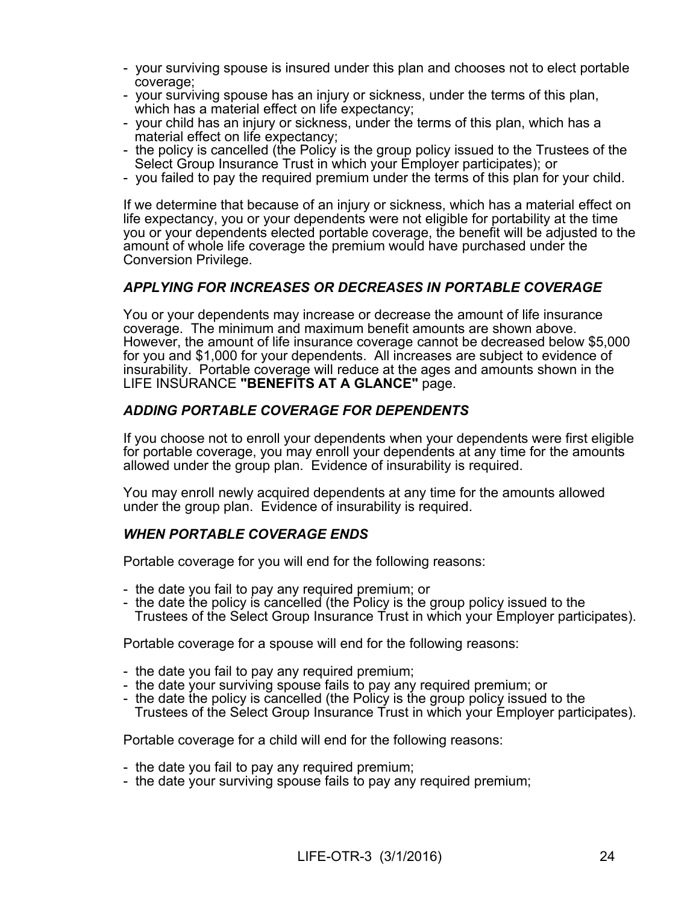- your surviving spouse is insured under this plan and chooses not to elect portable coverage;
- your surviving spouse has an injury or sickness, under the terms of this plan, which has a material effect on life expectancy;
- your child has an injury or sickness, under the terms of this plan, which has a material effect on life expectancy;
- the policy is cancelled (the Policy is the group policy issued to the Trustees of the Select Group Insurance Trust in which your Employer participates); or
- you failed to pay the required premium under the terms of this plan for your child.

If we determine that because of an injury or sickness, which has a material effect on life expectancy, you or your dependents were not eligible for portability at the time you or your dependents elected portable coverage, the benefit will be adjusted to the amount of whole life coverage the premium would have purchased under the Conversion Privilege.

### *APPLYING FOR INCREASES OR DECREASES IN PORTABLE COVERAGE*

You or your dependents may increase or decrease the amount of life insurance coverage. The minimum and maximum benefit amounts are shown above. However, the amount of life insurance coverage cannot be decreased below $5,000 for you and $1,000 for your dependents. All increases are subject to evidence of insurability. Portable coverage will reduce at the ages and amounts shown in the LIFE INSURANCE **"BENEFITS AT A GLANCE"** page.

### *ADDING PORTABLE COVERAGE FOR DEPENDENTS*

If you choose not to enroll your dependents when your dependents were first eligible for portable coverage, you may enroll your dependents at any time for the amounts allowed under the group plan. Evidence of insurability is required.

You may enroll newly acquired dependents at any time for the amounts allowed under the group plan. Evidence of insurability is required.

### *WHEN PORTABLE COVERAGE ENDS*

Portable coverage for you will end for the following reasons:

- the date you fail to pay any required premium; or
- the date the policy is cancelled (the Policy is the group policy issued to the Trustees of the Select Group Insurance Trust in which your Employer participates).

Portable coverage for a spouse will end for the following reasons:

- the date you fail to pay any required premium;
- the date your surviving spouse fails to pay any required premium; or
- the date the policy is cancelled (the Policy is the group policy issued to the Trustees of the Select Group Insurance Trust in which your Employer participates).

Portable coverage for a child will end for the following reasons:

- the date you fail to pay any required premium;
- the date your surviving spouse fails to pay any required premium;

LIFE-OTR-3 (3/1/2016)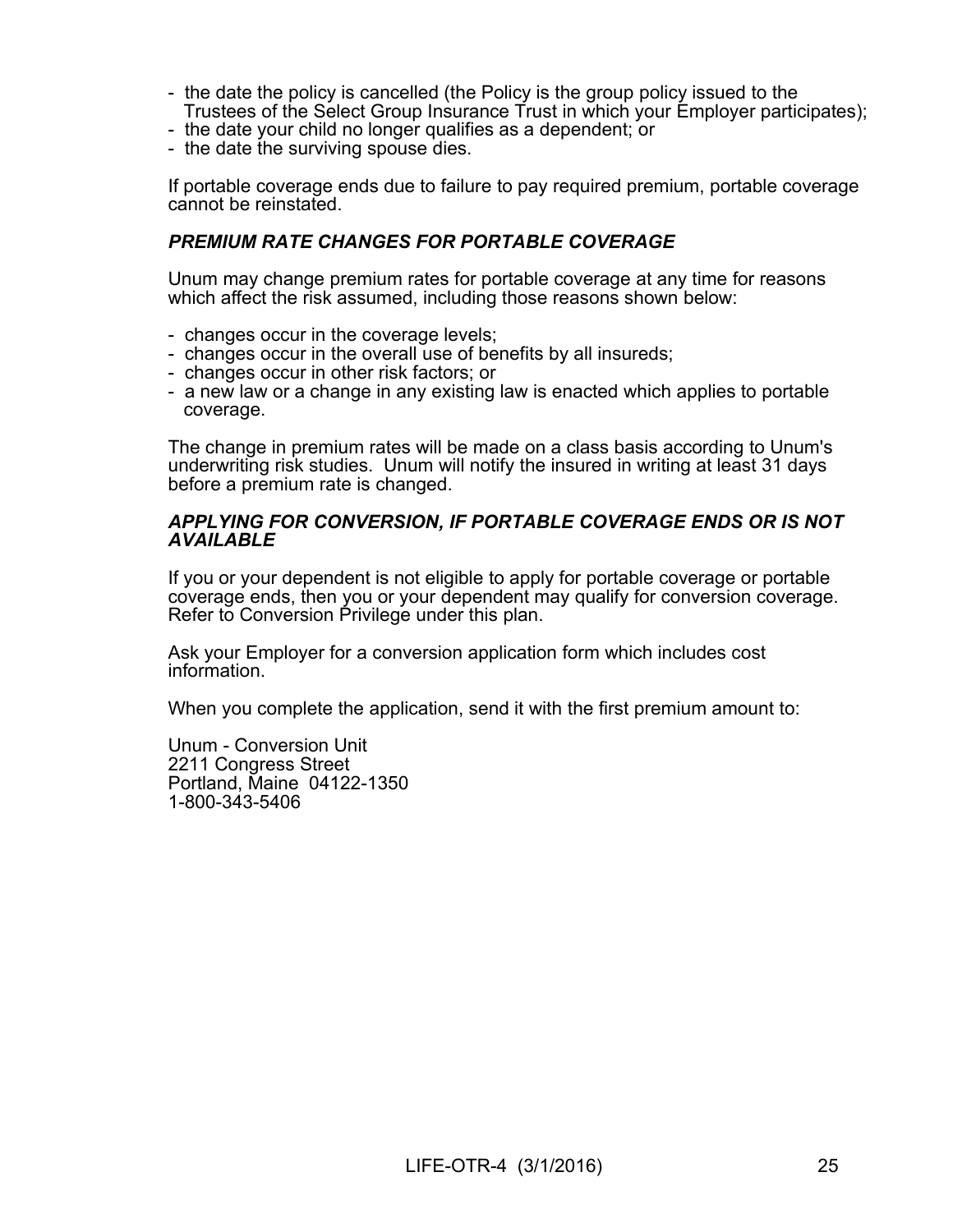- the date the policy is cancelled (the Policy is the group policy issued to the Trustees of the Select Group Insurance Trust in which your Employer participates);
- the date your child no longer qualifies as a dependent; or
- the date the surviving spouse dies.

If portable coverage ends due to failure to pay required premium, portable coverage cannot be reinstated.

### *PREMIUM RATE CHANGES FOR PORTABLE COVERAGE*

Unum may change premium rates for portable coverage at any time for reasons which affect the risk assumed, including those reasons shown below:

- changes occur in the coverage levels;
- changes occur in the overall use of benefits by all insureds;
- changes occur in other risk factors; or
- a new law or a change in any existing law is enacted which applies to portable coverage.

The change in premium rates will be made on a class basis according to Unum's underwriting risk studies. Unum will notify the insured in writing at least 31 days before a premium rate is changed.

### *APPLYING FOR CONVERSION, IF PORTABLE COVERAGE ENDS OR IS NOT AVAILABLE*

If you or your dependent is not eligible to apply for portable coverage or portable coverage ends, then you or your dependent may qualify for conversion coverage. Refer to Conversion Privilege under this plan.

Ask your Employer for a conversion application form which includes cost information.

When you complete the application, send it with the first premium amount to:

Unum - Conversion Unit
2211 Congress Street
Portland, Maine 04122-1350
1-800-343-5406

LIFE-OTR-4 (3/1/2016)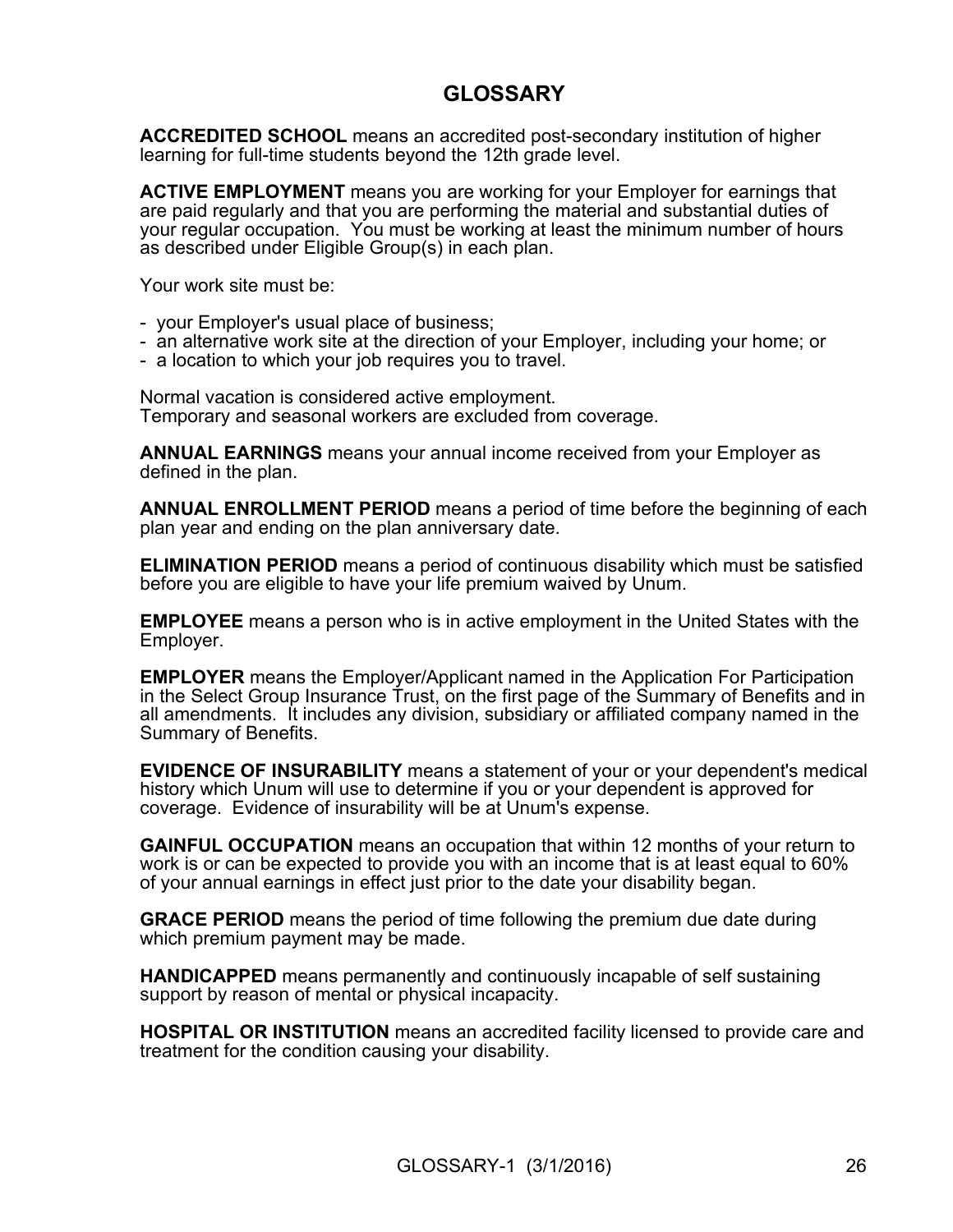# GLOSSARY

**ACCREDITED SCHOOL** means an accredited post-secondary institution of higher learning for full-time students beyond the 12th grade level.

**ACTIVE EMPLOYMENT** means you are working for your Employer for earnings that are paid regularly and that you are performing the material and substantial duties of your regular occupation. You must be working at least the minimum number of hours as described under Eligible Group(s) in each plan.

Your work site must be:

- your Employer's usual place of business;
- an alternative work site at the direction of your Employer, including your home; or
- a location to which your job requires you to travel.

Normal vacation is considered active employment.
Temporary and seasonal workers are excluded from coverage.

**ANNUAL EARNINGS** means your annual income received from your Employer as defined in the plan.

**ANNUAL ENROLLMENT PERIOD** means a period of time before the beginning of each plan year and ending on the plan anniversary date.

**ELIMINATION PERIOD** means a period of continuous disability which must be satisfied before you are eligible to have your life premium waived by Unum.

**EMPLOYEE** means a person who is in active employment in the United States with the Employer.

**EMPLOYER** means the Employer/Applicant named in the Application For Participation in the Select Group Insurance Trust, on the first page of the Summary of Benefits and in all amendments. It includes any division, subsidiary or affiliated company named in the Summary of Benefits.

**EVIDENCE OF INSURABILITY** means a statement of your or your dependent's medical history which Unum will use to determine if you or your dependent is approved for coverage. Evidence of insurability will be at Unum's expense.

**GAINFUL OCCUPATION** means an occupation that within 12 months of your return to work is or can be expected to provide you with an income that is at least equal to 60% of your annual earnings in effect just prior to the date your disability began.

**GRACE PERIOD** means the period of time following the premium due date during which premium payment may be made.

**HANDICAPPED** means permanently and continuously incapable of self sustaining support by reason of mental or physical incapacity.

**HOSPITAL OR INSTITUTION** means an accredited facility licensed to provide care and treatment for the condition causing your disability.

GLOSSARY-1 (3/1/2016)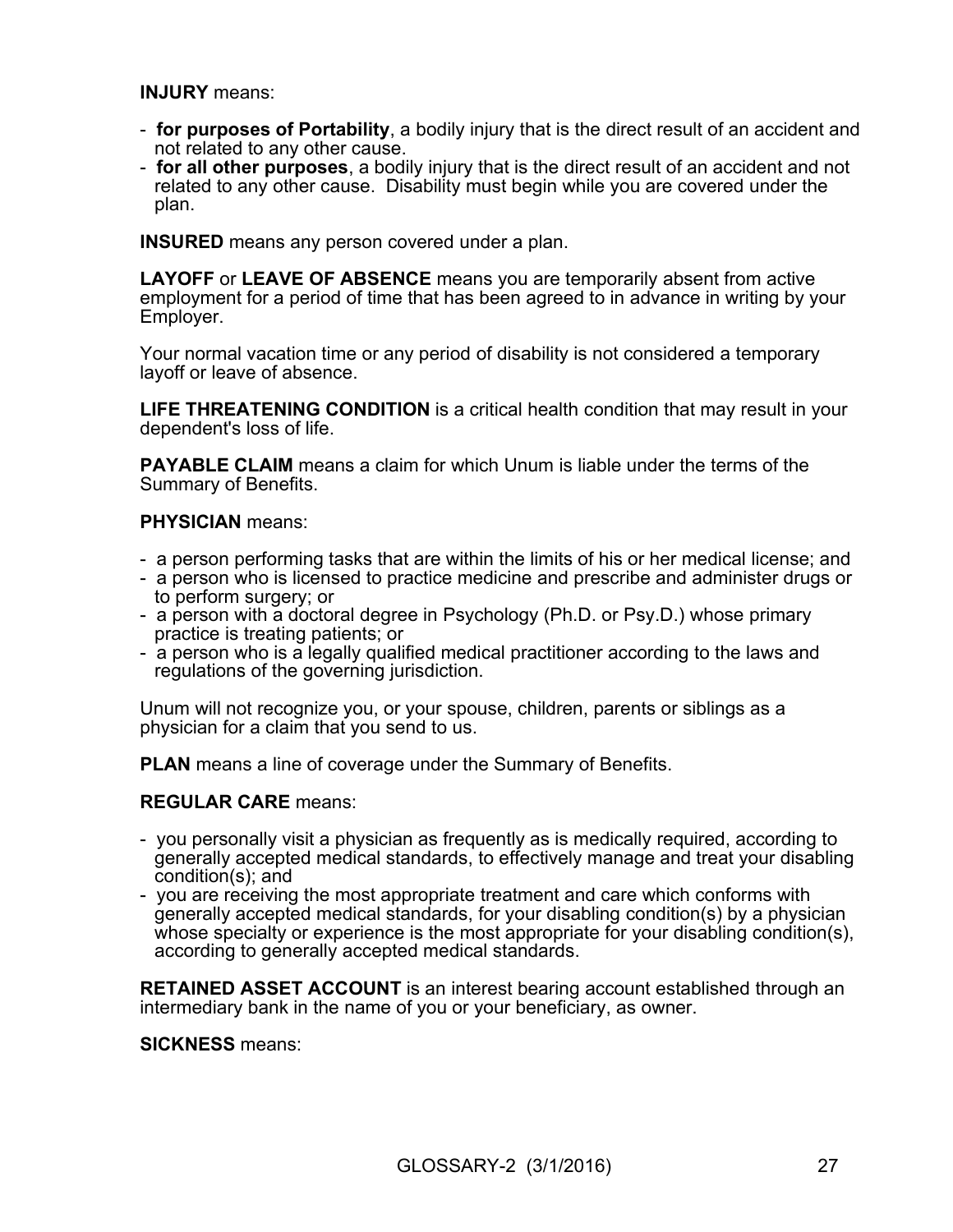**INJURY** means:

- **for purposes of Portability**, a bodily injury that is the direct result of an accident and not related to any other cause.
- **for all other purposes**, a bodily injury that is the direct result of an accident and not related to any other cause. Disability must begin while you are covered under the plan.

**INSURED** means any person covered under a plan.

**LAYOFF** or **LEAVE OF ABSENCE** means you are temporarily absent from active employment for a period of time that has been agreed to in advance in writing by your Employer.

Your normal vacation time or any period of disability is not considered a temporary layoff or leave of absence.

**LIFE THREATENING CONDITION** is a critical health condition that may result in your dependent's loss of life.

**PAYABLE CLAIM** means a claim for which Unum is liable under the terms of the Summary of Benefits.

**PHYSICIAN** means:

- a person performing tasks that are within the limits of his or her medical license; and
- a person who is licensed to practice medicine and prescribe and administer drugs or to perform surgery; or
- a person with a doctoral degree in Psychology (Ph.D. or Psy.D.) whose primary practice is treating patients; or
- a person who is a legally qualified medical practitioner according to the laws and regulations of the governing jurisdiction.

Unum will not recognize you, or your spouse, children, parents or siblings as a physician for a claim that you send to us.

**PLAN** means a line of coverage under the Summary of Benefits.

**REGULAR CARE** means:

- you personally visit a physician as frequently as is medically required, according to generally accepted medical standards, to effectively manage and treat your disabling condition(s); and
- you are receiving the most appropriate treatment and care which conforms with generally accepted medical standards, for your disabling condition(s) by a physician whose specialty or experience is the most appropriate for your disabling condition(s), according to generally accepted medical standards.

**RETAINED ASSET ACCOUNT** is an interest bearing account established through an intermediary bank in the name of you or your beneficiary, as owner.

**SICKNESS** means:

GLOSSARY-2 (3/1/2016)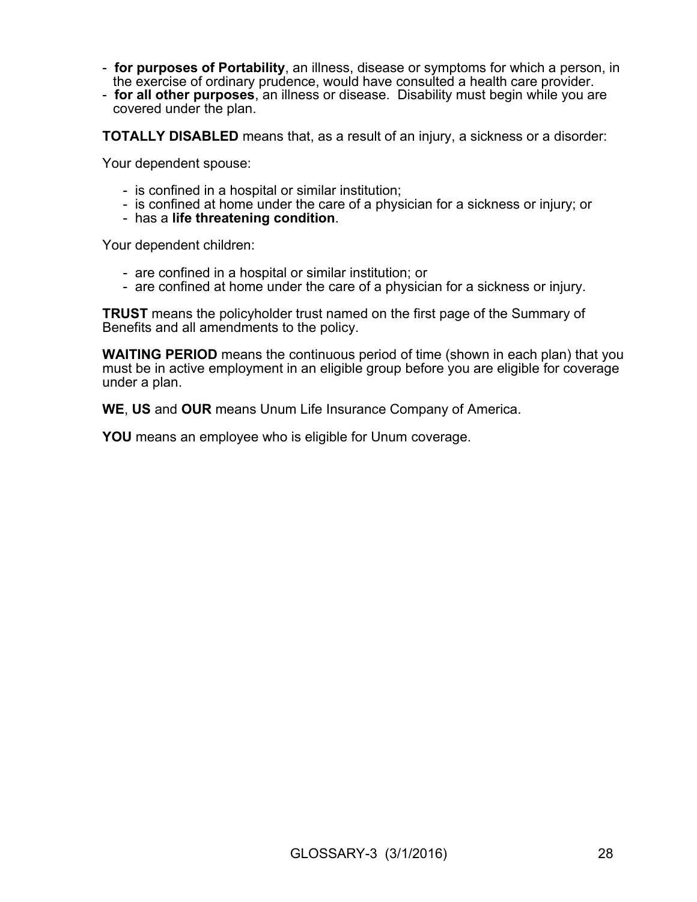- **for purposes of Portability**, an illness, disease or symptoms for which a person, in the exercise of ordinary prudence, would have consulted a health care provider.
- **for all other purposes**, an illness or disease. Disability must begin while you are covered under the plan.

**TOTALLY DISABLED** means that, as a result of an injury, a sickness or a disorder:

Your dependent spouse:

- is confined in a hospital or similar institution;
- is confined at home under the care of a physician for a sickness or injury; or
- has a **life threatening condition**.

Your dependent children:

- are confined in a hospital or similar institution; or
- are confined at home under the care of a physician for a sickness or injury.

**TRUST** means the policyholder trust named on the first page of the Summary of Benefits and all amendments to the policy.

**WAITING PERIOD** means the continuous period of time (shown in each plan) that you must be in active employment in an eligible group before you are eligible for coverage under a plan.

**WE**, **US** and **OUR** means Unum Life Insurance Company of America.

**YOU** means an employee who is eligible for Unum coverage.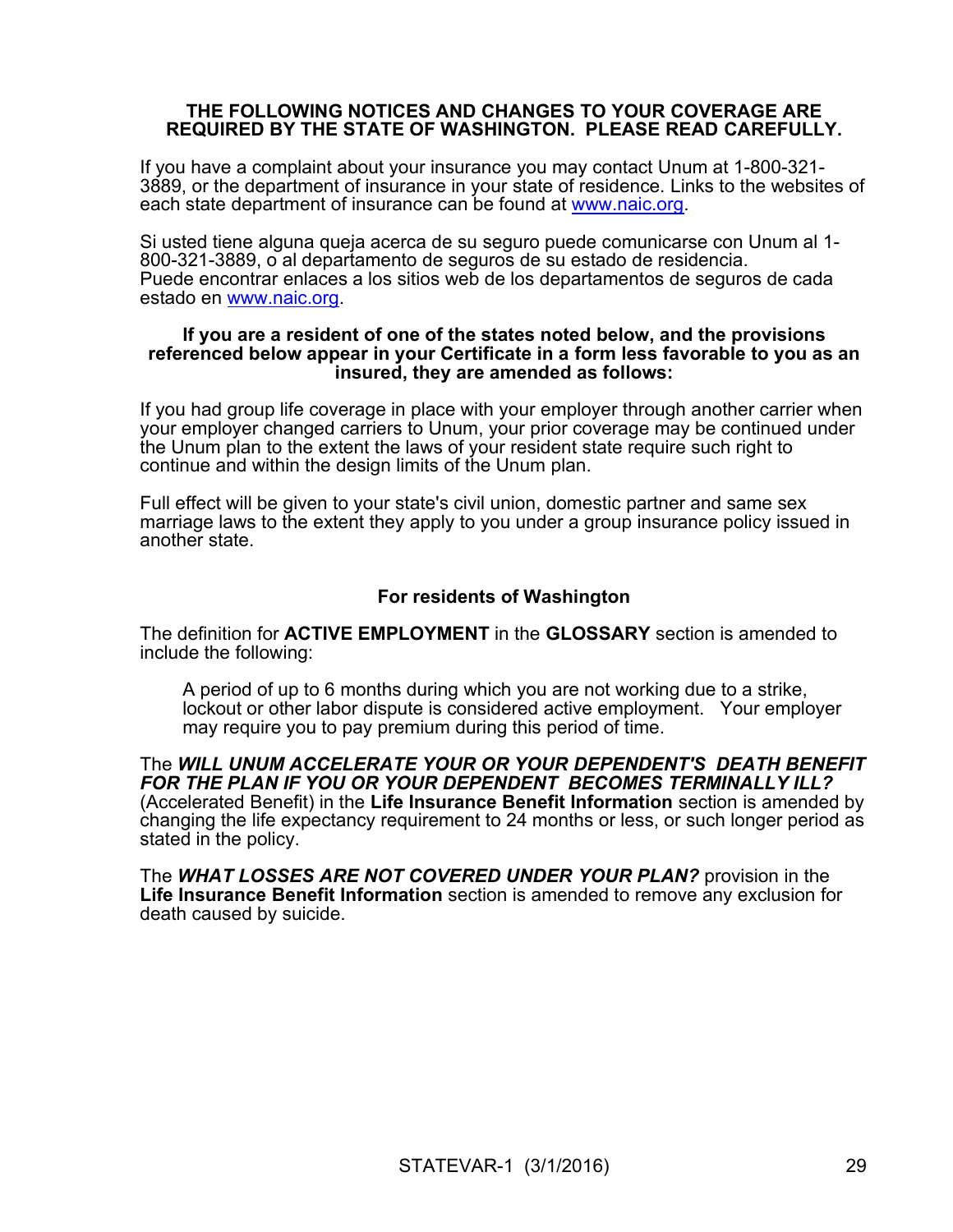**THE FOLLOWING NOTICES AND CHANGES TO YOUR COVERAGE ARE REQUIRED BY THE STATE OF WASHINGTON. PLEASE READ CAREFULLY.**

If you have a complaint about your insurance you may contact Unum at 1-800-321-3889, or the department of insurance in your state of residence. Links to the websites of each state department of insurance can be found at www.naic.org.

Si usted tiene alguna queja acerca de su seguro puede comunicarse con Unum al 1-800-321-3889, o al departamento de seguros de su estado de residencia. Puede encontrar enlaces a los sitios web de los departamentos de seguros de cada estado en www.naic.org.

**If you are a resident of one of the states noted below, and the provisions referenced below appear in your Certificate in a form less favorable to you as an insured, they are amended as follows:**

If you had group life coverage in place with your employer through another carrier when your employer changed carriers to Unum, your prior coverage may be continued under the Unum plan to the extent the laws of your resident state require such right to continue and within the design limits of the Unum plan.

Full effect will be given to your state's civil union, domestic partner and same sex marriage laws to the extent they apply to you under a group insurance policy issued in another state.

**For residents of Washington**

The definition for **ACTIVE EMPLOYMENT** in the **GLOSSARY** section is amended to include the following:

> A period of up to 6 months during which you are not working due to a strike, lockout or other labor dispute is considered active employment. Your employer may require you to pay premium during this period of time.

The ***WILL UNUM ACCELERATE YOUR OR YOUR DEPENDENT'S DEATH BENEFIT FOR THE PLAN IF YOU OR YOUR DEPENDENT BECOMES TERMINALLY ILL?*** (Accelerated Benefit) in the **Life Insurance Benefit Information** section is amended by changing the life expectancy requirement to 24 months or less, or such longer period as stated in the policy.

The ***WHAT LOSSES ARE NOT COVERED UNDER YOUR PLAN?*** provision in the **Life Insurance Benefit Information** section is amended to remove any exclusion for death caused by suicide.

STATEVAR-1 (3/1/2016)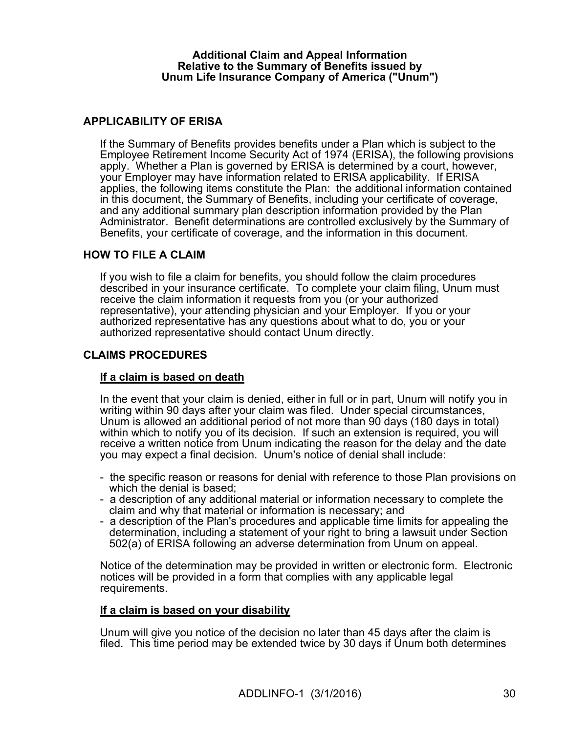**Additional Claim and Appeal Information**
**Relative to the Summary of Benefits issued by**
**Unum Life Insurance Company of America ("Unum")**

## APPLICABILITY OF ERISA

If the Summary of Benefits provides benefits under a Plan which is subject to the Employee Retirement Income Security Act of 1974 (ERISA), the following provisions apply. Whether a Plan is governed by ERISA is determined by a court, however, your Employer may have information related to ERISA applicability. If ERISA applies, the following items constitute the Plan: the additional information contained in this document, the Summary of Benefits, including your certificate of coverage, and any additional summary plan description information provided by the Plan Administrator. Benefit determinations are controlled exclusively by the Summary of Benefits, your certificate of coverage, and the information in this document.

## HOW TO FILE A CLAIM

If you wish to file a claim for benefits, you should follow the claim procedures described in your insurance certificate. To complete your claim filing, Unum must receive the claim information it requests from you (or your authorized representative), your attending physician and your Employer. If you or your authorized representative has any questions about what to do, you or your authorized representative should contact Unum directly.

## CLAIMS PROCEDURES

### If a claim is based on death

In the event that your claim is denied, either in full or in part, Unum will notify you in writing within 90 days after your claim was filed. Under special circumstances, Unum is allowed an additional period of not more than 90 days (180 days in total) within which to notify you of its decision. If such an extension is required, you will receive a written notice from Unum indicating the reason for the delay and the date you may expect a final decision. Unum's notice of denial shall include:

- the specific reason or reasons for denial with reference to those Plan provisions on which the denial is based;
- a description of any additional material or information necessary to complete the claim and why that material or information is necessary; and
- a description of the Plan's procedures and applicable time limits for appealing the determination, including a statement of your right to bring a lawsuit under Section 502(a) of ERISA following an adverse determination from Unum on appeal.

Notice of the determination may be provided in written or electronic form. Electronic notices will be provided in a form that complies with any applicable legal requirements.

### If a claim is based on your disability

Unum will give you notice of the decision no later than 45 days after the claim is filed. This time period may be extended twice by 30 days if Unum both determines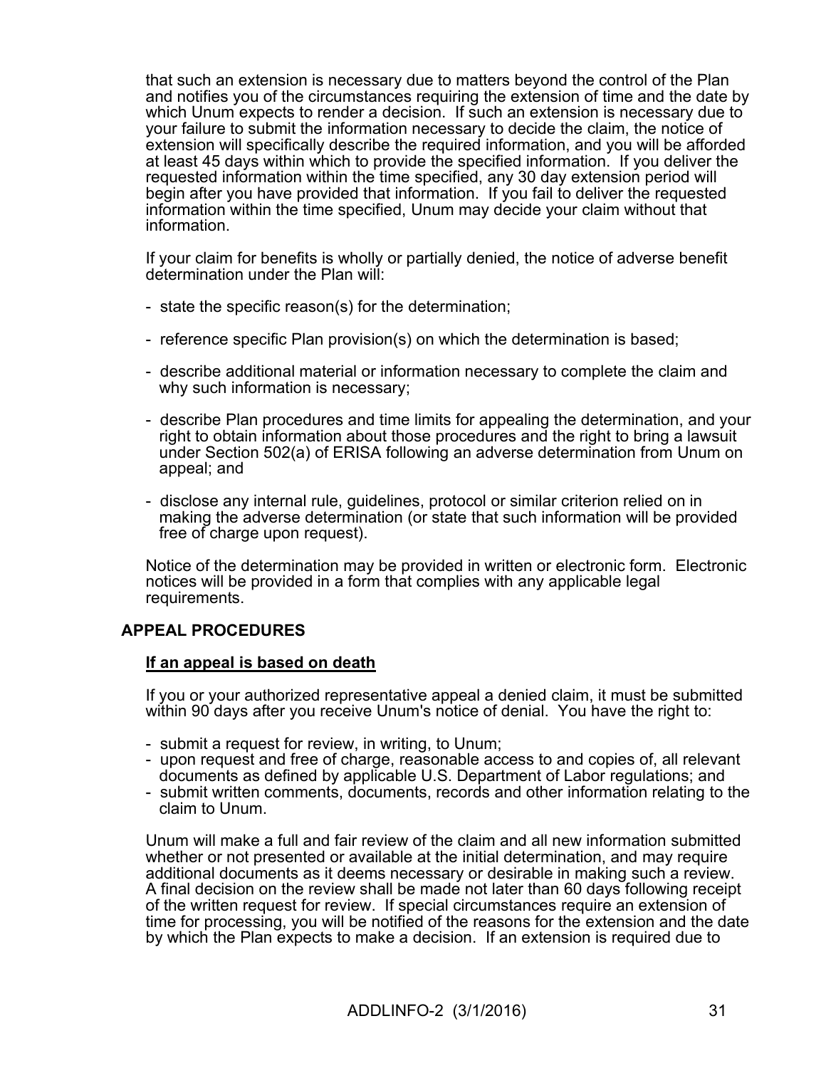that such an extension is necessary due to matters beyond the control of the Plan and notifies you of the circumstances requiring the extension of time and the date by which Unum expects to render a decision. If such an extension is necessary due to your failure to submit the information necessary to decide the claim, the notice of extension will specifically describe the required information, and you will be afforded at least 45 days within which to provide the specified information. If you deliver the requested information within the time specified, any 30 day extension period will begin after you have provided that information. If you fail to deliver the requested information within the time specified, Unum may decide your claim without that information.

If your claim for benefits is wholly or partially denied, the notice of adverse benefit determination under the Plan will:

- state the specific reason(s) for the determination;
- reference specific Plan provision(s) on which the determination is based;
- describe additional material or information necessary to complete the claim and why such information is necessary;
- describe Plan procedures and time limits for appealing the determination, and your right to obtain information about those procedures and the right to bring a lawsuit under Section 502(a) of ERISA following an adverse determination from Unum on appeal; and
- disclose any internal rule, guidelines, protocol or similar criterion relied on in making the adverse determination (or state that such information will be provided free of charge upon request).

Notice of the determination may be provided in written or electronic form. Electronic notices will be provided in a form that complies with any applicable legal requirements.

## APPEAL PROCEDURES

**<u>If an appeal is based on death</u>**

If you or your authorized representative appeal a denied claim, it must be submitted within 90 days after you receive Unum's notice of denial. You have the right to:

- submit a request for review, in writing, to Unum;
- upon request and free of charge, reasonable access to and copies of, all relevant documents as defined by applicable U.S. Department of Labor regulations; and
- submit written comments, documents, records and other information relating to the claim to Unum.

Unum will make a full and fair review of the claim and all new information submitted whether or not presented or available at the initial determination, and may require additional documents as it deems necessary or desirable in making such a review. A final decision on the review shall be made not later than 60 days following receipt of the written request for review. If special circumstances require an extension of time for processing, you will be notified of the reasons for the extension and the date by which the Plan expects to make a decision. If an extension is required due to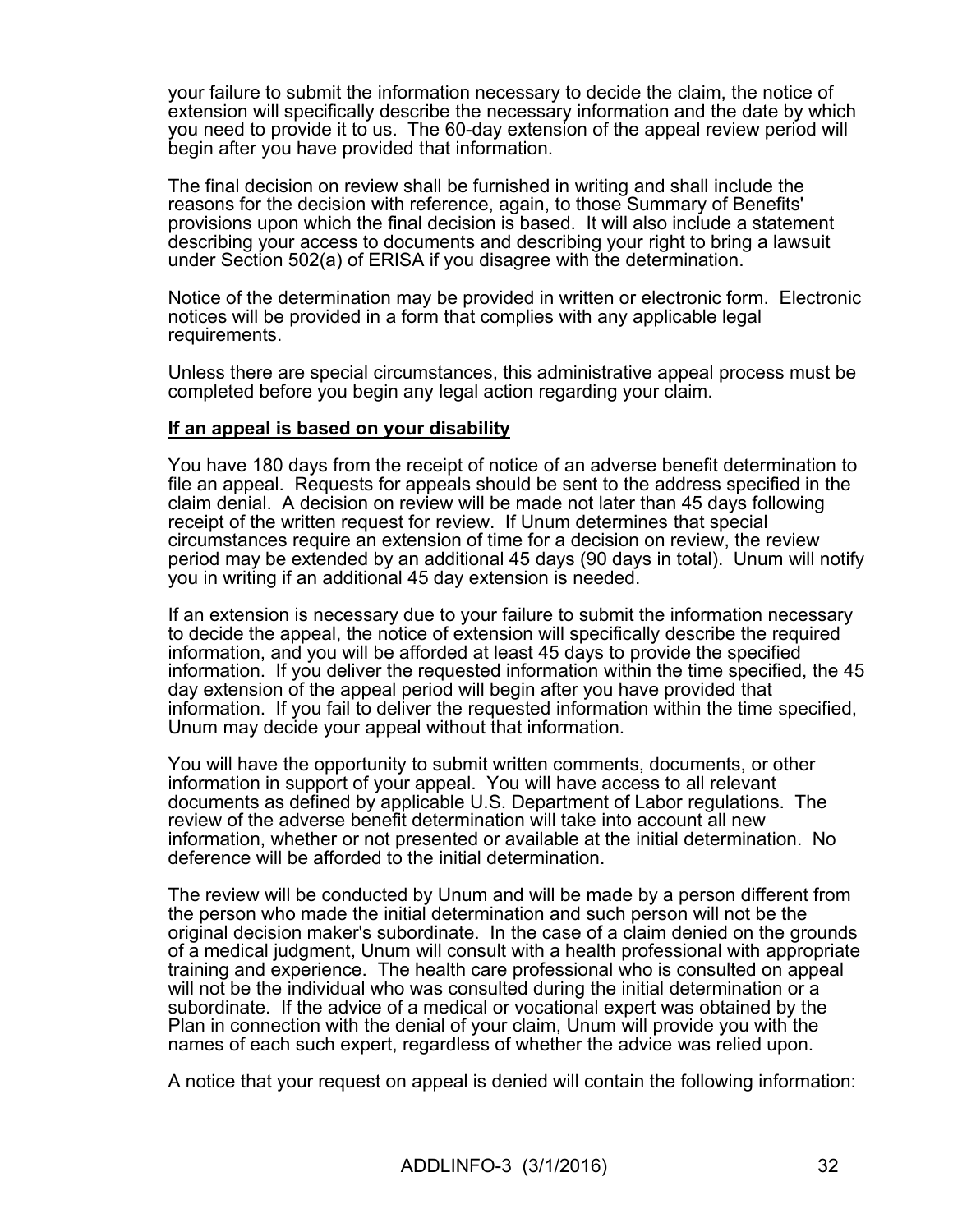your failure to submit the information necessary to decide the claim, the notice of extension will specifically describe the necessary information and the date by which you need to provide it to us. The 60-day extension of the appeal review period will begin after you have provided that information.

The final decision on review shall be furnished in writing and shall include the reasons for the decision with reference, again, to those Summary of Benefits' provisions upon which the final decision is based. It will also include a statement describing your access to documents and describing your right to bring a lawsuit under Section 502(a) of ERISA if you disagree with the determination.

Notice of the determination may be provided in written or electronic form. Electronic notices will be provided in a form that complies with any applicable legal requirements.

Unless there are special circumstances, this administrative appeal process must be completed before you begin any legal action regarding your claim.

**If an appeal is based on your disability**

You have 180 days from the receipt of notice of an adverse benefit determination to file an appeal. Requests for appeals should be sent to the address specified in the claim denial. A decision on review will be made not later than 45 days following receipt of the written request for review. If Unum determines that special circumstances require an extension of time for a decision on review, the review period may be extended by an additional 45 days (90 days in total). Unum will notify you in writing if an additional 45 day extension is needed.

If an extension is necessary due to your failure to submit the information necessary to decide the appeal, the notice of extension will specifically describe the required information, and you will be afforded at least 45 days to provide the specified information. If you deliver the requested information within the time specified, the 45 day extension of the appeal period will begin after you have provided that information. If you fail to deliver the requested information within the time specified, Unum may decide your appeal without that information.

You will have the opportunity to submit written comments, documents, or other information in support of your appeal. You will have access to all relevant documents as defined by applicable U.S. Department of Labor regulations. The review of the adverse benefit determination will take into account all new information, whether or not presented or available at the initial determination. No deference will be afforded to the initial determination.

The review will be conducted by Unum and will be made by a person different from the person who made the initial determination and such person will not be the original decision maker's subordinate. In the case of a claim denied on the grounds of a medical judgment, Unum will consult with a health professional with appropriate training and experience. The health care professional who is consulted on appeal will not be the individual who was consulted during the initial determination or a subordinate. If the advice of a medical or vocational expert was obtained by the Plan in connection with the denial of your claim, Unum will provide you with the names of each such expert, regardless of whether the advice was relied upon.

A notice that your request on appeal is denied will contain the following information: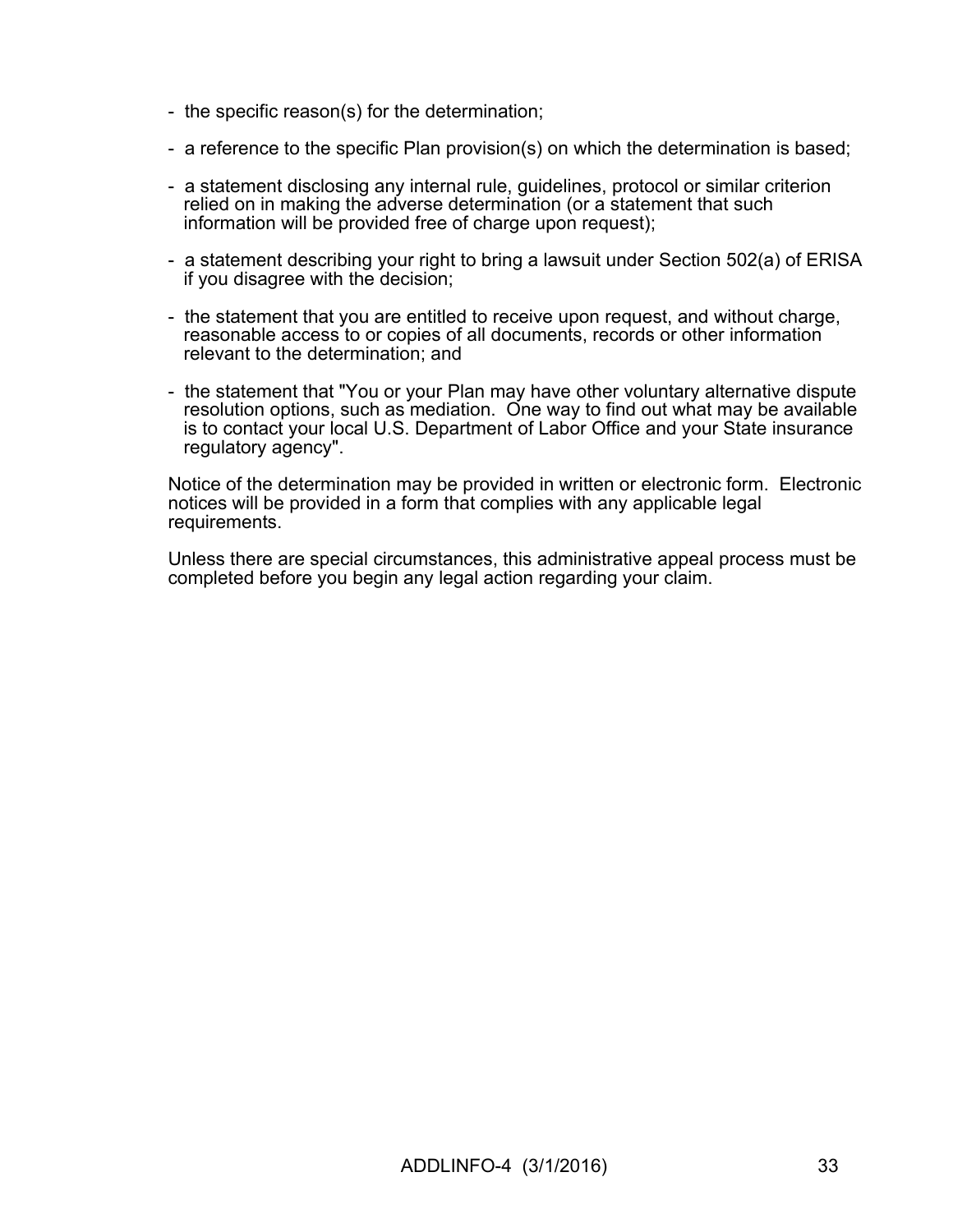- the specific reason(s) for the determination;

- a reference to the specific Plan provision(s) on which the determination is based;

- a statement disclosing any internal rule, guidelines, protocol or similar criterion relied on in making the adverse determination (or a statement that such information will be provided free of charge upon request);

- a statement describing your right to bring a lawsuit under Section 502(a) of ERISA if you disagree with the decision;

- the statement that you are entitled to receive upon request, and without charge, reasonable access to or copies of all documents, records or other information relevant to the determination; and

- the statement that "You or your Plan may have other voluntary alternative dispute resolution options, such as mediation. One way to find out what may be available is to contact your local U.S. Department of Labor Office and your State insurance regulatory agency".

Notice of the determination may be provided in written or electronic form. Electronic notices will be provided in a form that complies with any applicable legal requirements.

Unless there are special circumstances, this administrative appeal process must be completed before you begin any legal action regarding your claim.